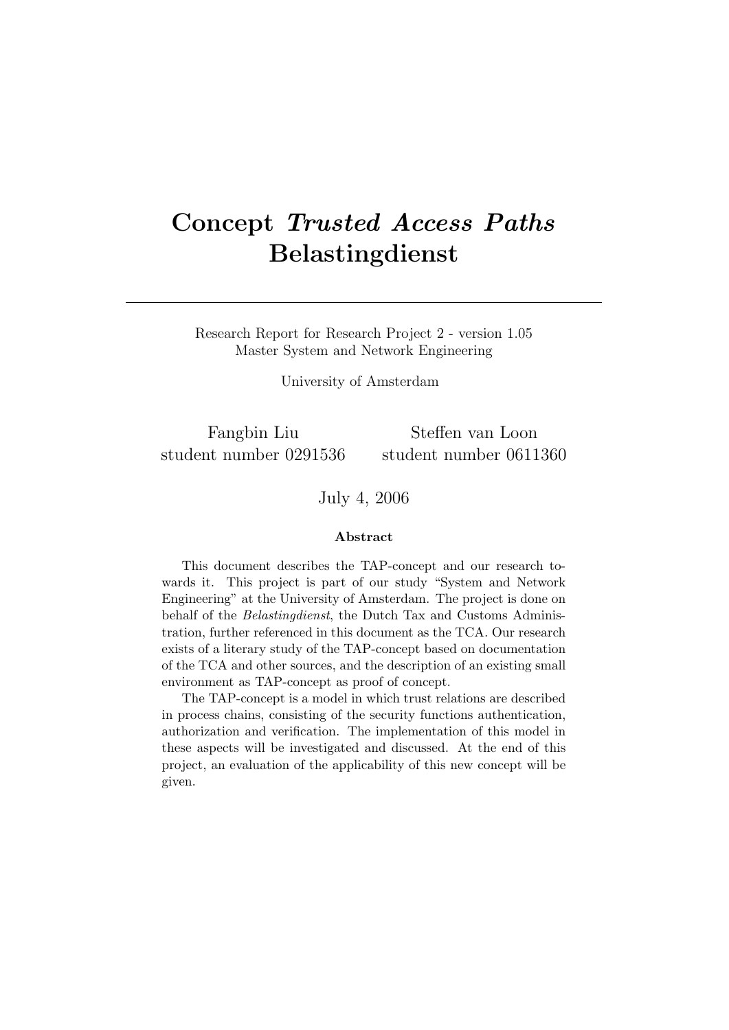# Concept *Trusted Access Paths* Belastingdienst

---

Research Report for Research Project 2 - version 1.05
Master System and Network Engineering

University of Amsterdam

Fangbin Liu
student number 0291536

Steffen van Loon
student number 0611360

July 4, 2006

**Abstract**

This document describes the TAP-concept and our research towards it. This project is part of our study "System and Network Engineering" at the University of Amsterdam. The project is done on behalf of the *Belastingdienst*, the Dutch Tax and Customs Administration, further referenced in this document as the TCA. Our research exists of a literary study of the TAP-concept based on documentation of the TCA and other sources, and the description of an existing small environment as TAP-concept as proof of concept.

The TAP-concept is a model in which trust relations are described in process chains, consisting of the security functions authentication, authorization and verification. The implementation of this model in these aspects will be investigated and discussed. At the end of this project, an evaluation of the applicability of this new concept will be given.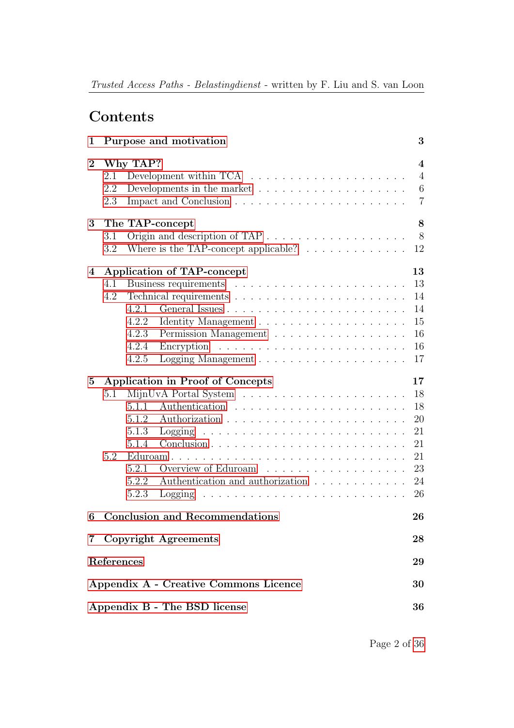# Contents

| | | |
|---|---|---|
| **1** | **Purpose and motivation** | **3** |
| **2** | **Why TAP?** | **4** |
| 2.1 | Development within TCA | 4 |
| 2.2 | Developments in the market | 6 |
| 2.3 | Impact and Conclusion | 7 |
| **3** | **The TAP-concept** | **8** |
| 3.1 | Origin and description of TAP | 8 |
| 3.2 | Where is the TAP-concept applicable? | 12 |
| **4** | **Application of TAP-concept** | **13** |
| 4.1 | Business requirements | 13 |
| 4.2 | Technical requirements | 14 |
| 4.2.1 | General Issues | 14 |
| 4.2.2 | Identity Management | 15 |
| 4.2.3 | Permission Management | 16 |
| 4.2.4 | Encryption | 16 |
| 4.2.5 | Logging Management | 17 |
| **5** | **Application in Proof of Concepts** | **17** |
| 5.1 | MijnUvA Portal System | 18 |
| 5.1.1 | Authentication | 18 |
| 5.1.2 | Authorization | 20 |
| 5.1.3 | Logging | 21 |
| 5.1.4 | Conclusion | 21 |
| 5.2 | Eduroam | 21 |
| 5.2.1 | Overview of Eduroam | 23 |
| 5.2.2 | Authentication and authorization | 24 |
| 5.2.3 | Logging | 26 |
| **6** | **Conclusion and Recommendations** | **26** |
| **7** | **Copyright Agreements** | **28** |
| | **References** | **29** |
| | **Appendix A - Creative Commons Licence** | **30** |
| | **Appendix B - The BSD license** | **36** |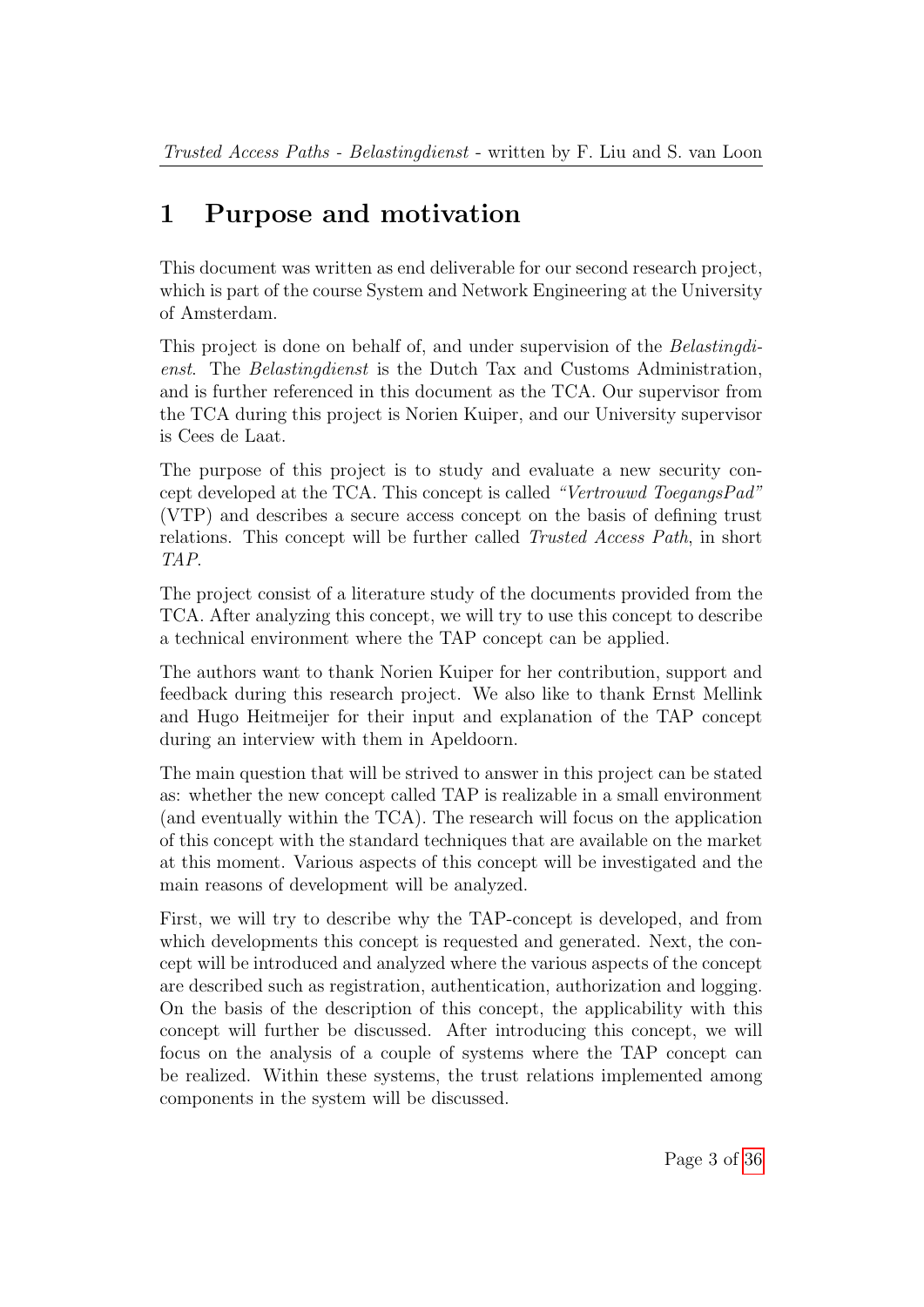# 1 Purpose and motivation

This document was written as end deliverable for our second research project, which is part of the course System and Network Engineering at the University of Amsterdam.

This project is done on behalf of, and under supervision of the *Belastingdienst*. The *Belastingdienst* is the Dutch Tax and Customs Administration, and is further referenced in this document as the TCA. Our supervisor from the TCA during this project is Norien Kuiper, and our University supervisor is Cees de Laat.

The purpose of this project is to study and evaluate a new security concept developed at the TCA. This concept is called *"Vertrouwd ToegangsPad"* (VTP) and describes a secure access concept on the basis of defining trust relations. This concept will be further called *Trusted Access Path*, in short *TAP*.

The project consist of a literature study of the documents provided from the TCA. After analyzing this concept, we will try to use this concept to describe a technical environment where the TAP concept can be applied.

The authors want to thank Norien Kuiper for her contribution, support and feedback during this research project. We also like to thank Ernst Mellink and Hugo Heitmeijer for their input and explanation of the TAP concept during an interview with them in Apeldoorn.

The main question that will be strived to answer in this project can be stated as: whether the new concept called TAP is realizable in a small environment (and eventually within the TCA). The research will focus on the application of this concept with the standard techniques that are available on the market at this moment. Various aspects of this concept will be investigated and the main reasons of development will be analyzed.

First, we will try to describe why the TAP-concept is developed, and from which developments this concept is requested and generated. Next, the concept will be introduced and analyzed where the various aspects of the concept are described such as registration, authentication, authorization and logging. On the basis of the description of this concept, the applicability with this concept will further be discussed. After introducing this concept, we will focus on the analysis of a couple of systems where the TAP concept can be realized. Within these systems, the trust relations implemented among components in the system will be discussed.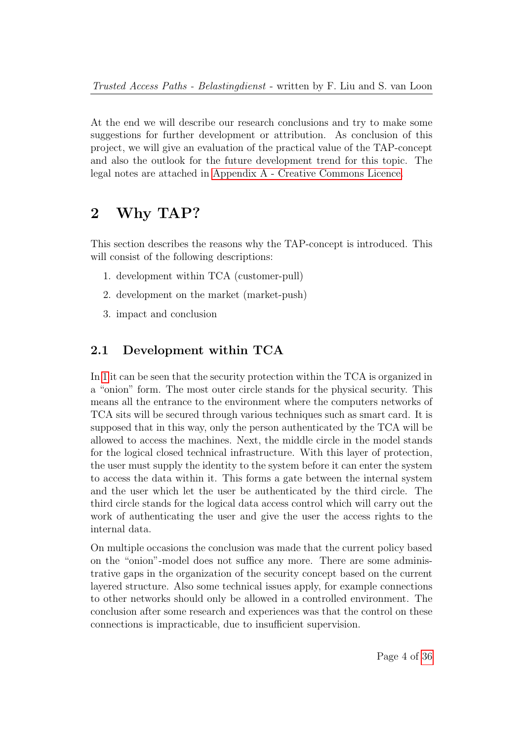At the end we will describe our research conclusions and try to make some suggestions for further development or attribution. As conclusion of this project, we will give an evaluation of the practical value of the TAP-concept and also the outlook for the future development trend for this topic. The legal notes are attached in Appendix A - Creative Commons Licence.

## 2 Why TAP?

This section describes the reasons why the TAP-concept is introduced. This will consist of the following descriptions:

1. development within TCA (customer-pull)
2. development on the market (market-push)
3. impact and conclusion

### 2.1 Development within TCA

In 1 it can be seen that the security protection within the TCA is organized in a "onion" form. The most outer circle stands for the physical security. This means all the entrance to the environment where the computers networks of TCA sits will be secured through various techniques such as smart card. It is supposed that in this way, only the person authenticated by the TCA will be allowed to access the machines. Next, the middle circle in the model stands for the logical closed technical infrastructure. With this layer of protection, the user must supply the identity to the system before it can enter the system to access the data within it. This forms a gate between the internal system and the user which let the user be authenticated by the third circle. The third circle stands for the logical data access control which will carry out the work of authenticating the user and give the user the access rights to the internal data.

On multiple occasions the conclusion was made that the current policy based on the "onion"-model does not suffice any more. There are some administrative gaps in the organization of the security concept based on the current layered structure. Also some technical issues apply, for example connections to other networks should only be allowed in a controlled environment. The conclusion after some research and experiences was that the control on these connections is impracticable, due to insufficient supervision.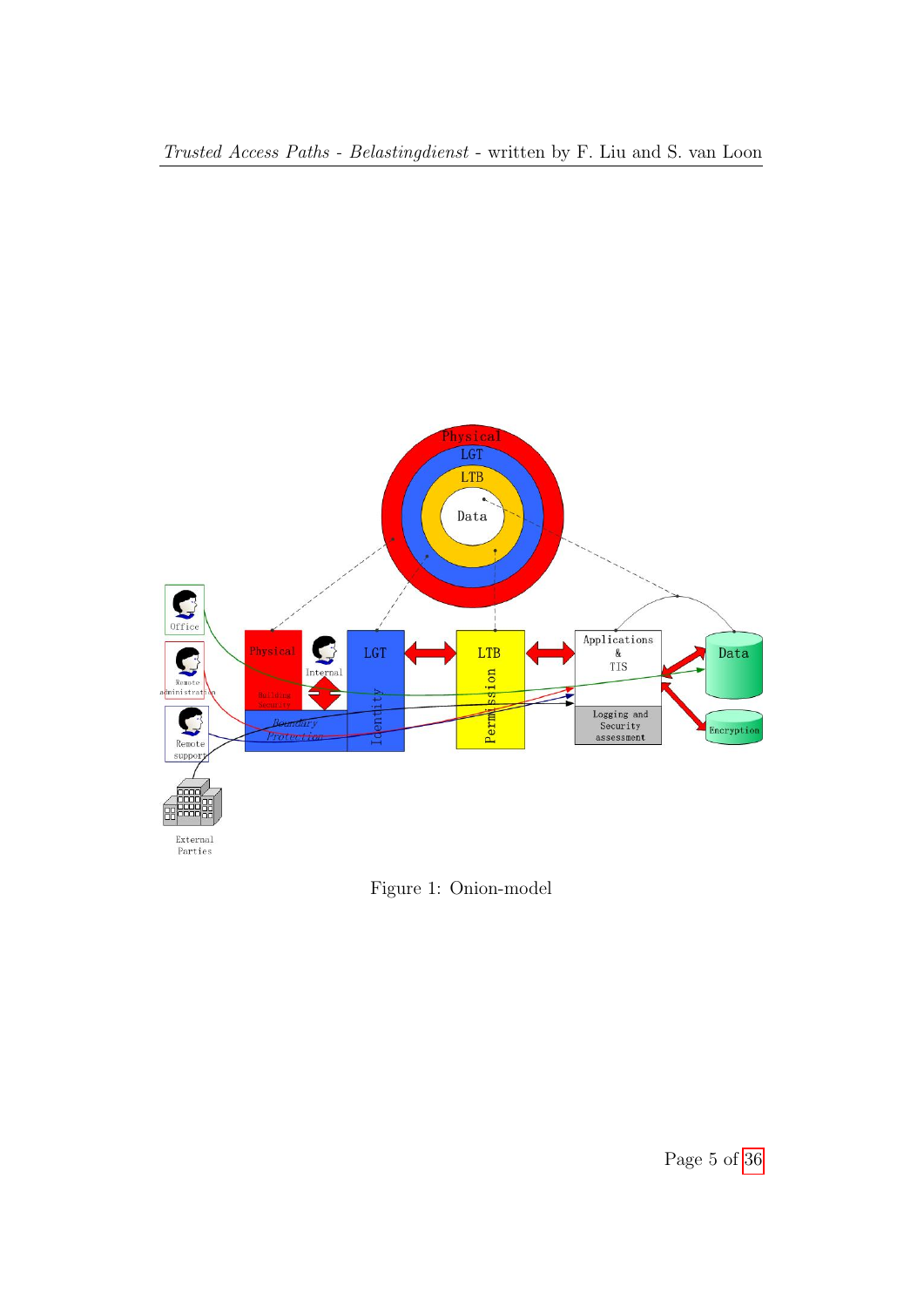Figure 1: Onion-model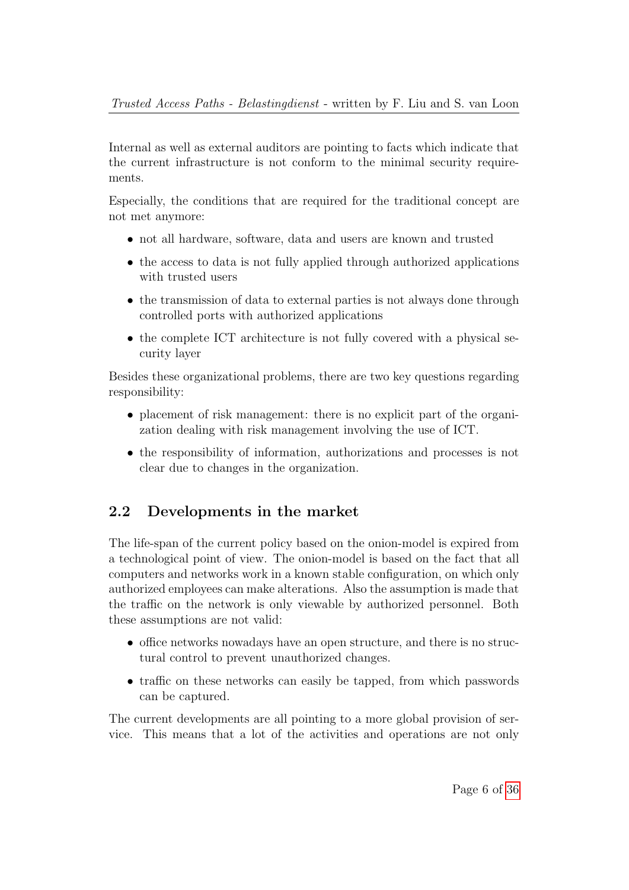Internal as well as external auditors are pointing to facts which indicate that the current infrastructure is not conform to the minimal security requirements.

Especially, the conditions that are required for the traditional concept are not met anymore:

- not all hardware, software, data and users are known and trusted
- the access to data is not fully applied through authorized applications with trusted users
- the transmission of data to external parties is not always done through controlled ports with authorized applications
- the complete ICT architecture is not fully covered with a physical security layer

Besides these organizational problems, there are two key questions regarding responsibility:

- placement of risk management: there is no explicit part of the organization dealing with risk management involving the use of ICT.
- the responsibility of information, authorizations and processes is not clear due to changes in the organization.

## 2.2 Developments in the market

The life-span of the current policy based on the onion-model is expired from a technological point of view. The onion-model is based on the fact that all computers and networks work in a known stable configuration, on which only authorized employees can make alterations. Also the assumption is made that the traffic on the network is only viewable by authorized personnel. Both these assumptions are not valid:

- office networks nowadays have an open structure, and there is no structural control to prevent unauthorized changes.
- traffic on these networks can easily be tapped, from which passwords can be captured.

The current developments are all pointing to a more global provision of service. This means that a lot of the activities and operations are not only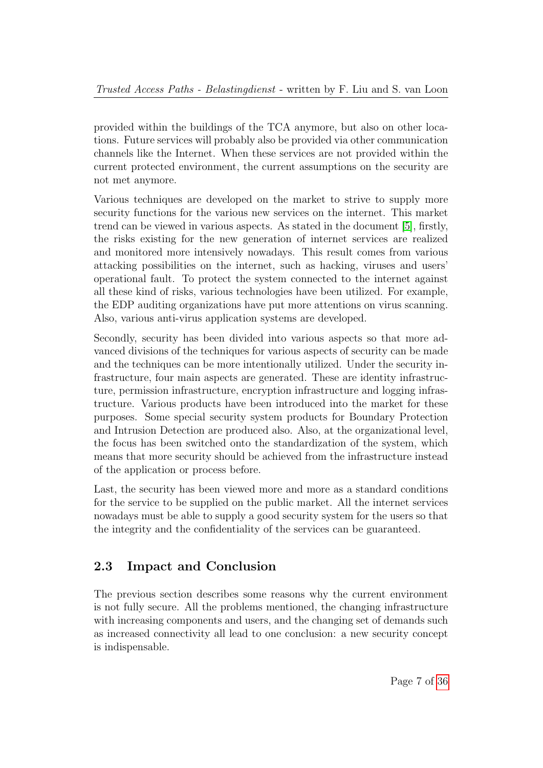provided within the buildings of the TCA anymore, but also on other locations. Future services will probably also be provided via other communication channels like the Internet. When these services are not provided within the current protected environment, the current assumptions on the security are not met anymore.

Various techniques are developed on the market to strive to supply more security functions for the various new services on the internet. This market trend can be viewed in various aspects. As stated in the document [5], firstly, the risks existing for the new generation of internet services are realized and monitored more intensively nowadays. This result comes from various attacking possibilities on the internet, such as hacking, viruses and users' operational fault. To protect the system connected to the internet against all these kind of risks, various technologies have been utilized. For example, the EDP auditing organizations have put more attentions on virus scanning. Also, various anti-virus application systems are developed.

Secondly, security has been divided into various aspects so that more advanced divisions of the techniques for various aspects of security can be made and the techniques can be more intentionally utilized. Under the security infrastructure, four main aspects are generated. These are identity infrastructure, permission infrastructure, encryption infrastructure and logging infrastructure. Various products have been introduced into the market for these purposes. Some special security system products for Boundary Protection and Intrusion Detection are produced also. Also, at the organizational level, the focus has been switched onto the standardization of the system, which means that more security should be achieved from the infrastructure instead of the application or process before.

Last, the security has been viewed more and more as a standard conditions for the service to be supplied on the public market. All the internet services nowadays must be able to supply a good security system for the users so that the integrity and the confidentiality of the services can be guaranteed.

## 2.3 Impact and Conclusion

The previous section describes some reasons why the current environment is not fully secure. All the problems mentioned, the changing infrastructure with increasing components and users, and the changing set of demands such as increased connectivity all lead to one conclusion: a new security concept is indispensable.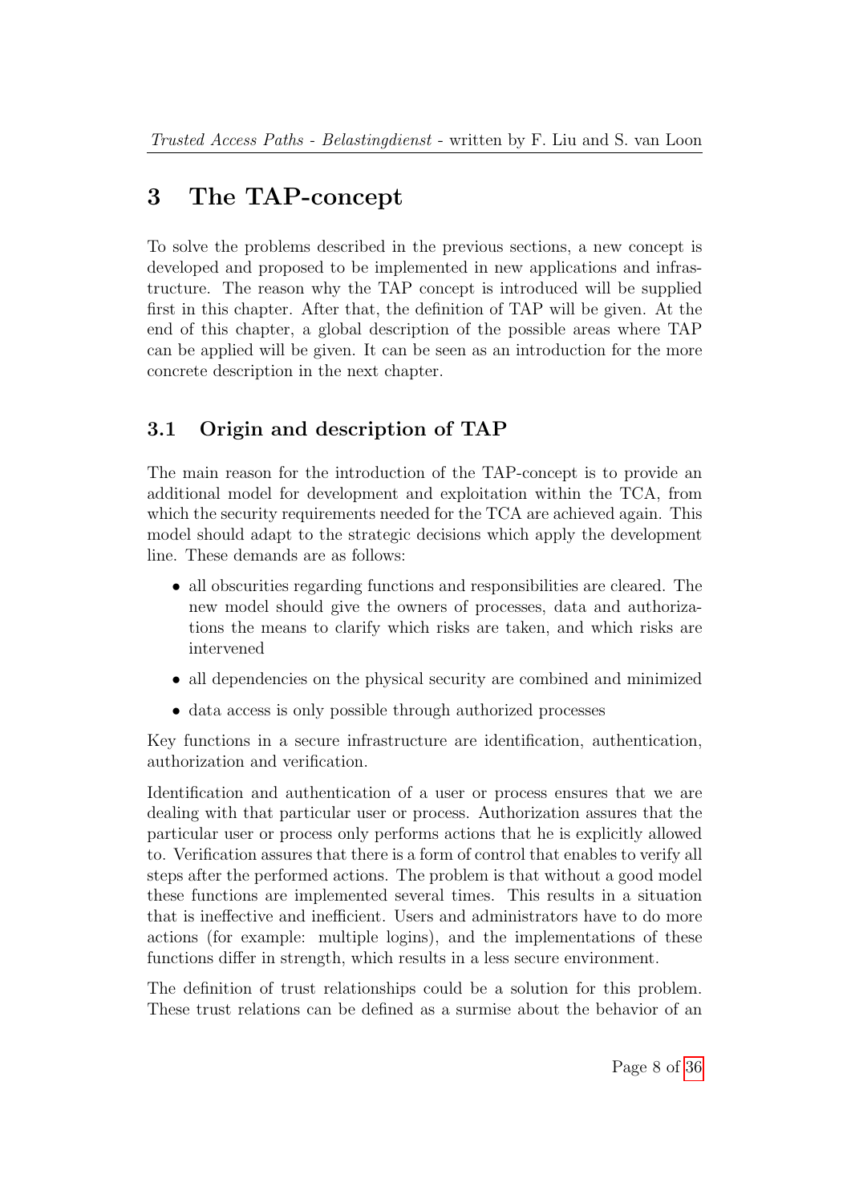# 3 The TAP-concept

To solve the problems described in the previous sections, a new concept is developed and proposed to be implemented in new applications and infrastructure. The reason why the TAP concept is introduced will be supplied first in this chapter. After that, the definition of TAP will be given. At the end of this chapter, a global description of the possible areas where TAP can be applied will be given. It can be seen as an introduction for the more concrete description in the next chapter.

## 3.1 Origin and description of TAP

The main reason for the introduction of the TAP-concept is to provide an additional model for development and exploitation within the TCA, from which the security requirements needed for the TCA are achieved again. This model should adapt to the strategic decisions which apply the development line. These demands are as follows:

- all obscurities regarding functions and responsibilities are cleared. The new model should give the owners of processes, data and authorizations the means to clarify which risks are taken, and which risks are intervened
- all dependencies on the physical security are combined and minimized
- data access is only possible through authorized processes

Key functions in a secure infrastructure are identification, authentication, authorization and verification.

Identification and authentication of a user or process ensures that we are dealing with that particular user or process. Authorization assures that the particular user or process only performs actions that he is explicitly allowed to. Verification assures that there is a form of control that enables to verify all steps after the performed actions. The problem is that without a good model these functions are implemented several times. This results in a situation that is ineffective and inefficient. Users and administrators have to do more actions (for example: multiple logins), and the implementations of these functions differ in strength, which results in a less secure environment.

The definition of trust relationships could be a solution for this problem. These trust relations can be defined as a surmise about the behavior of an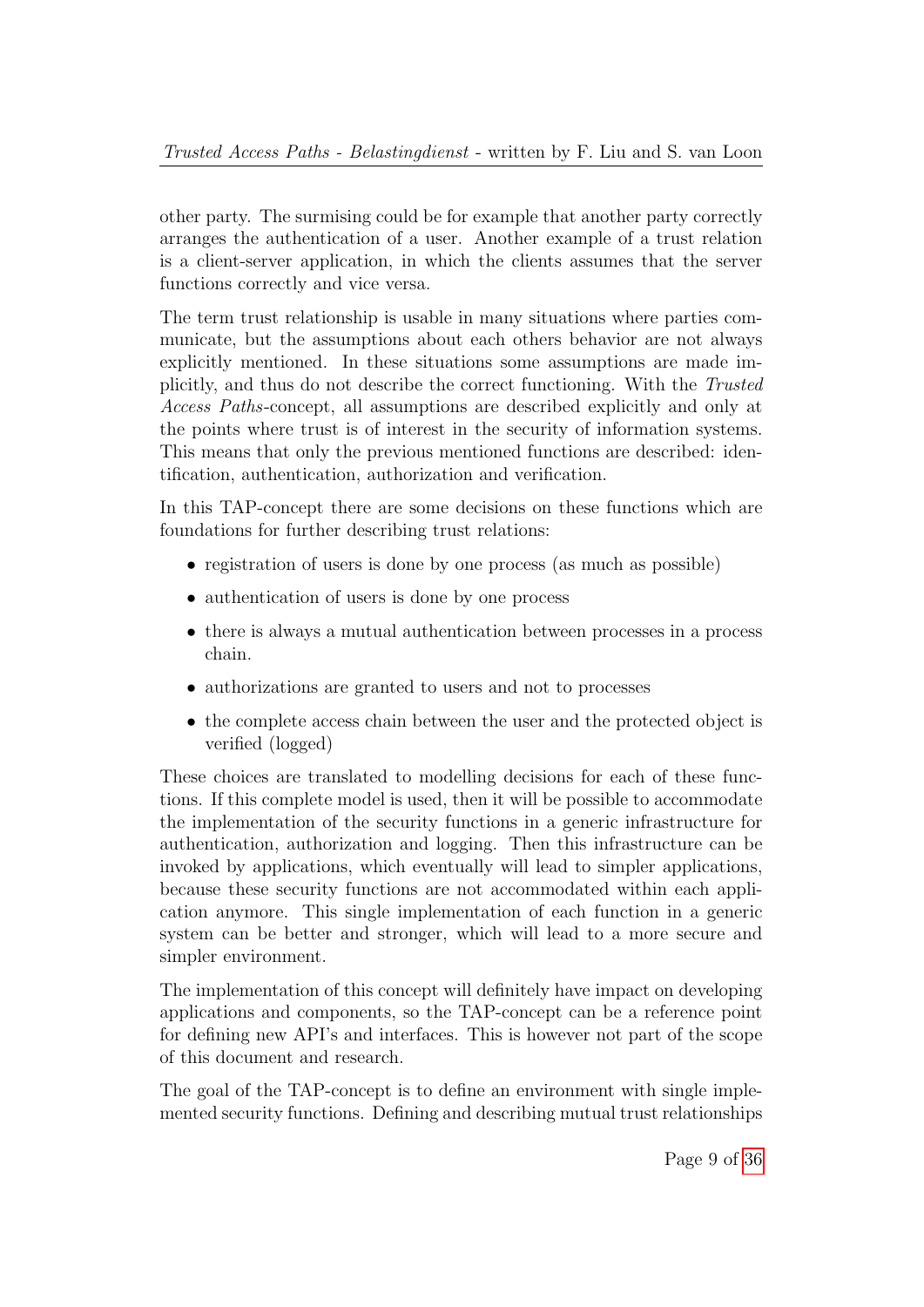other party. The surmising could be for example that another party correctly arranges the authentication of a user. Another example of a trust relation is a client-server application, in which the clients assumes that the server functions correctly and vice versa.

The term trust relationship is usable in many situations where parties communicate, but the assumptions about each others behavior are not always explicitly mentioned. In these situations some assumptions are made implicitly, and thus do not describe the correct functioning. With the *Trusted Access Paths*-concept, all assumptions are described explicitly and only at the points where trust is of interest in the security of information systems. This means that only the previous mentioned functions are described: identification, authentication, authorization and verification.

In this TAP-concept there are some decisions on these functions which are foundations for further describing trust relations:

- registration of users is done by one process (as much as possible)
- authentication of users is done by one process
- there is always a mutual authentication between processes in a process chain.
- authorizations are granted to users and not to processes
- the complete access chain between the user and the protected object is verified (logged)

These choices are translated to modelling decisions for each of these functions. If this complete model is used, then it will be possible to accommodate the implementation of the security functions in a generic infrastructure for authentication, authorization and logging. Then this infrastructure can be invoked by applications, which eventually will lead to simpler applications, because these security functions are not accommodated within each application anymore. This single implementation of each function in a generic system can be better and stronger, which will lead to a more secure and simpler environment.

The implementation of this concept will definitely have impact on developing applications and components, so the TAP-concept can be a reference point for defining new API's and interfaces. This is however not part of the scope of this document and research.

The goal of the TAP-concept is to define an environment with single implemented security functions. Defining and describing mutual trust relationships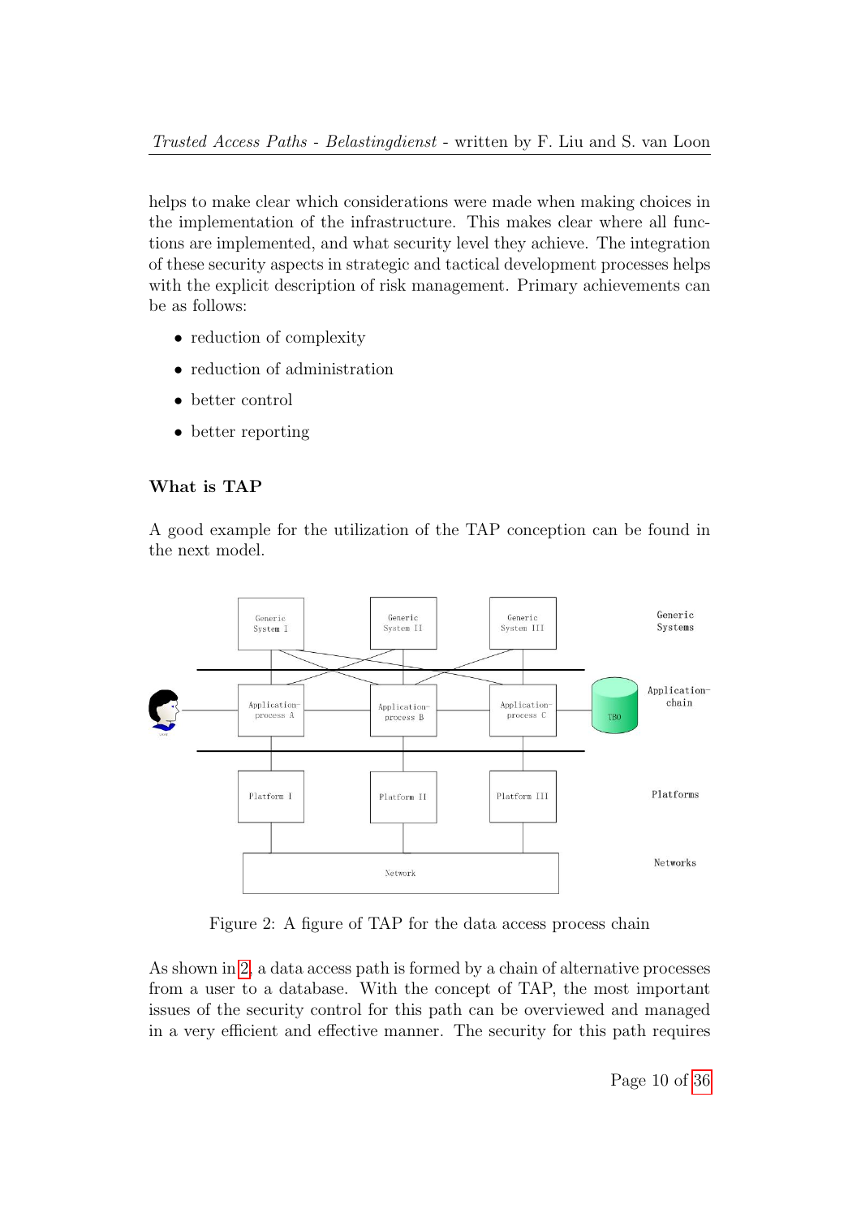helps to make clear which considerations were made when making choices in the implementation of the infrastructure. This makes clear where all functions are implemented, and what security level they achieve. The integration of these security aspects in strategic and tactical development processes helps with the explicit description of risk management. Primary achievements can be as follows:

- reduction of complexity
- reduction of administration
- better control
- better reporting

### What is TAP

A good example for the utilization of the TAP conception can be found in the next model.

Figure 2: A figure of TAP for the data access process chain

As shown in 2, a data access path is formed by a chain of alternative processes from a user to a database. With the concept of TAP, the most important issues of the security control for this path can be overviewed and managed in a very efficient and effective manner. The security for this path requires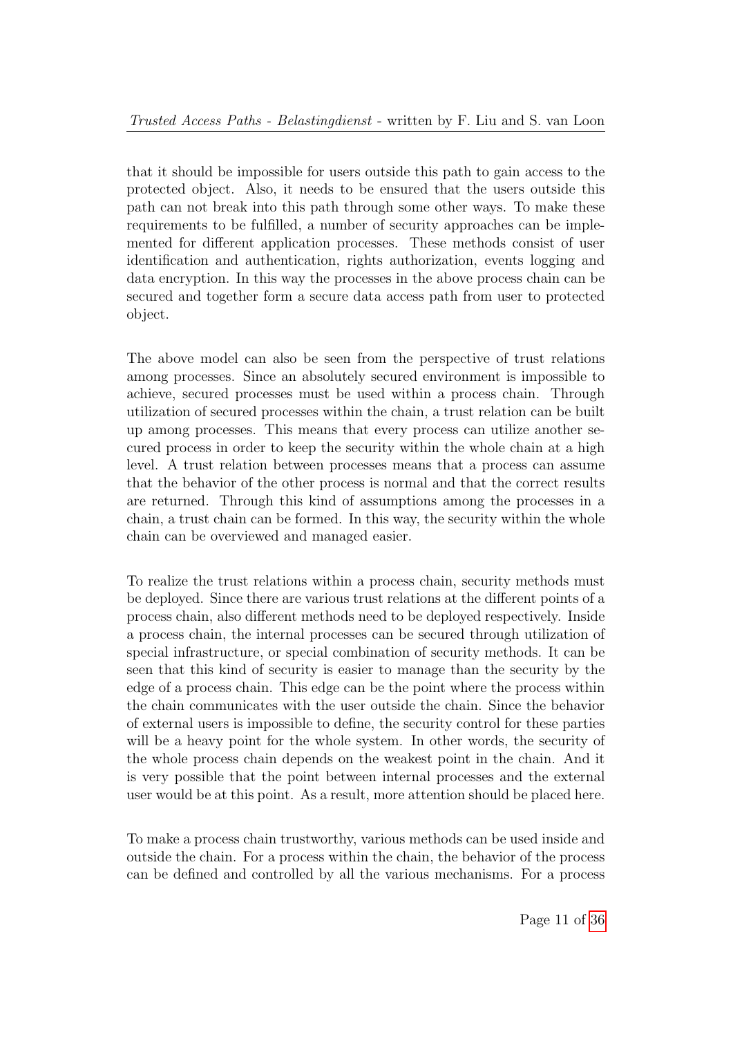that it should be impossible for users outside this path to gain access to the protected object. Also, it needs to be ensured that the users outside this path can not break into this path through some other ways. To make these requirements to be fulfilled, a number of security approaches can be implemented for different application processes. These methods consist of user identification and authentication, rights authorization, events logging and data encryption. In this way the processes in the above process chain can be secured and together form a secure data access path from user to protected object.

The above model can also be seen from the perspective of trust relations among processes. Since an absolutely secured environment is impossible to achieve, secured processes must be used within a process chain. Through utilization of secured processes within the chain, a trust relation can be built up among processes. This means that every process can utilize another secured process in order to keep the security within the whole chain at a high level. A trust relation between processes means that a process can assume that the behavior of the other process is normal and that the correct results are returned. Through this kind of assumptions among the processes in a chain, a trust chain can be formed. In this way, the security within the whole chain can be overviewed and managed easier.

To realize the trust relations within a process chain, security methods must be deployed. Since there are various trust relations at the different points of a process chain, also different methods need to be deployed respectively. Inside a process chain, the internal processes can be secured through utilization of special infrastructure, or special combination of security methods. It can be seen that this kind of security is easier to manage than the security by the edge of a process chain. This edge can be the point where the process within the chain communicates with the user outside the chain. Since the behavior of external users is impossible to define, the security control for these parties will be a heavy point for the whole system. In other words, the security of the whole process chain depends on the weakest point in the chain. And it is very possible that the point between internal processes and the external user would be at this point. As a result, more attention should be placed here.

To make a process chain trustworthy, various methods can be used inside and outside the chain. For a process within the chain, the behavior of the process can be defined and controlled by all the various mechanisms. For a process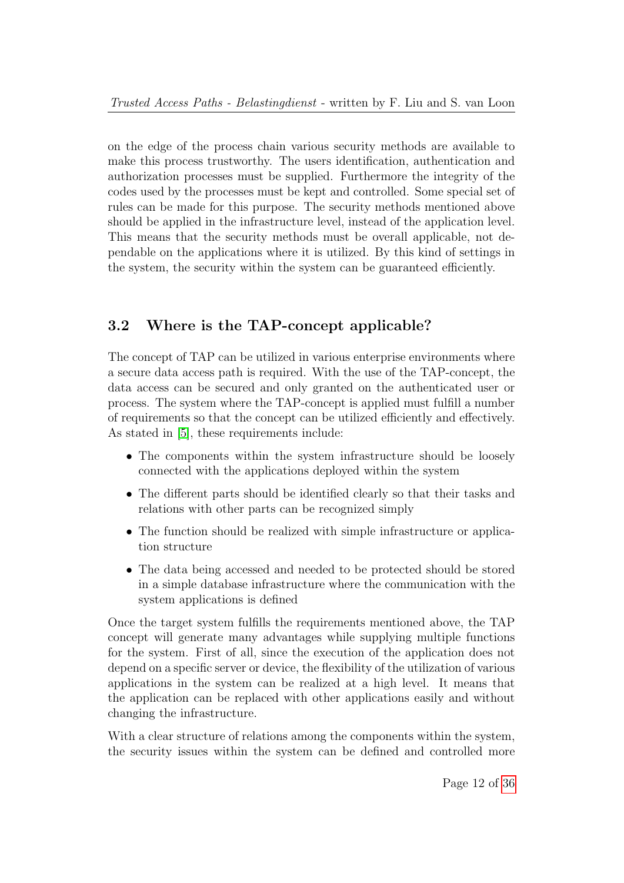on the edge of the process chain various security methods are available to make this process trustworthy. The users identification, authentication and authorization processes must be supplied. Furthermore the integrity of the codes used by the processes must be kept and controlled. Some special set of rules can be made for this purpose. The security methods mentioned above should be applied in the infrastructure level, instead of the application level. This means that the security methods must be overall applicable, not dependable on the applications where it is utilized. By this kind of settings in the system, the security within the system can be guaranteed efficiently.

## 3.2 Where is the TAP-concept applicable?

The concept of TAP can be utilized in various enterprise environments where a secure data access path is required. With the use of the TAP-concept, the data access can be secured and only granted on the authenticated user or process. The system where the TAP-concept is applied must fulfill a number of requirements so that the concept can be utilized efficiently and effectively. As stated in [5], these requirements include:

- The components within the system infrastructure should be loosely connected with the applications deployed within the system
- The different parts should be identified clearly so that their tasks and relations with other parts can be recognized simply
- The function should be realized with simple infrastructure or application structure
- The data being accessed and needed to be protected should be stored in a simple database infrastructure where the communication with the system applications is defined

Once the target system fulfills the requirements mentioned above, the TAP concept will generate many advantages while supplying multiple functions for the system. First of all, since the execution of the application does not depend on a specific server or device, the flexibility of the utilization of various applications in the system can be realized at a high level. It means that the application can be replaced with other applications easily and without changing the infrastructure.

With a clear structure of relations among the components within the system, the security issues within the system can be defined and controlled more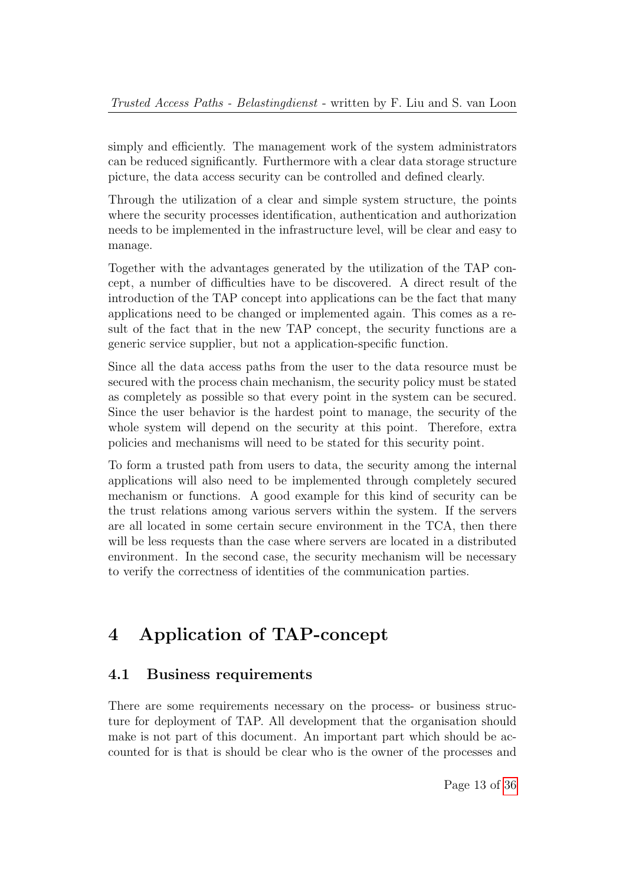simply and efficiently. The management work of the system administrators can be reduced significantly. Furthermore with a clear data storage structure picture, the data access security can be controlled and defined clearly.

Through the utilization of a clear and simple system structure, the points where the security processes identification, authentication and authorization needs to be implemented in the infrastructure level, will be clear and easy to manage.

Together with the advantages generated by the utilization of the TAP concept, a number of difficulties have to be discovered. A direct result of the introduction of the TAP concept into applications can be the fact that many applications need to be changed or implemented again. This comes as a result of the fact that in the new TAP concept, the security functions are a generic service supplier, but not a application-specific function.

Since all the data access paths from the user to the data resource must be secured with the process chain mechanism, the security policy must be stated as completely as possible so that every point in the system can be secured. Since the user behavior is the hardest point to manage, the security of the whole system will depend on the security at this point. Therefore, extra policies and mechanisms will need to be stated for this security point.

To form a trusted path from users to data, the security among the internal applications will also need to be implemented through completely secured mechanism or functions. A good example for this kind of security can be the trust relations among various servers within the system. If the servers are all located in some certain secure environment in the TCA, then there will be less requests than the case where servers are located in a distributed environment. In the second case, the security mechanism will be necessary to verify the correctness of identities of the communication parties.

# 4 Application of TAP-concept

## 4.1 Business requirements

There are some requirements necessary on the process- or business structure for deployment of TAP. All development that the organisation should make is not part of this document. An important part which should be accounted for is that is should be clear who is the owner of the processes and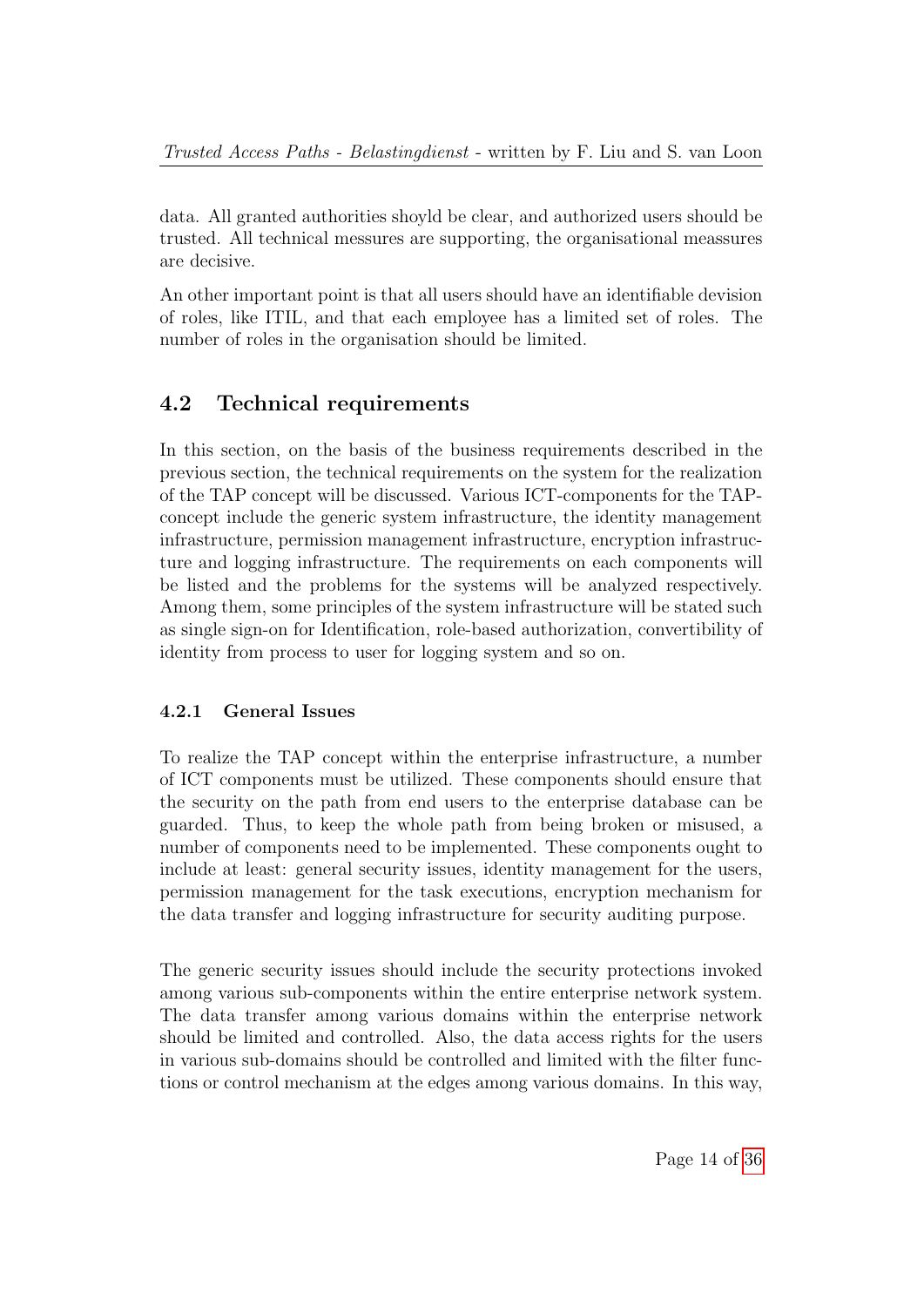data. All granted authorities shoyld be clear, and authorized users should be trusted. All technical messures are supporting, the organisational meassures are decisive.

An other important point is that all users should have an identifiable devision of roles, like ITIL, and that each employee has a limited set of roles. The number of roles in the organisation should be limited.

## 4.2 Technical requirements

In this section, on the basis of the business requirements described in the previous section, the technical requirements on the system for the realization of the TAP concept will be discussed. Various ICT-components for the TAP-concept include the generic system infrastructure, the identity management infrastructure, permission management infrastructure, encryption infrastructure and logging infrastructure. The requirements on each components will be listed and the problems for the systems will be analyzed respectively. Among them, some principles of the system infrastructure will be stated such as single sign-on for Identification, role-based authorization, convertibility of identity from process to user for logging system and so on.

### 4.2.1 General Issues

To realize the TAP concept within the enterprise infrastructure, a number of ICT components must be utilized. These components should ensure that the security on the path from end users to the enterprise database can be guarded. Thus, to keep the whole path from being broken or misused, a number of components need to be implemented. These components ought to include at least: general security issues, identity management for the users, permission management for the task executions, encryption mechanism for the data transfer and logging infrastructure for security auditing purpose.

The generic security issues should include the security protections invoked among various sub-components within the entire enterprise network system. The data transfer among various domains within the enterprise network should be limited and controlled. Also, the data access rights for the users in various sub-domains should be controlled and limited with the filter functions or control mechanism at the edges among various domains. In this way,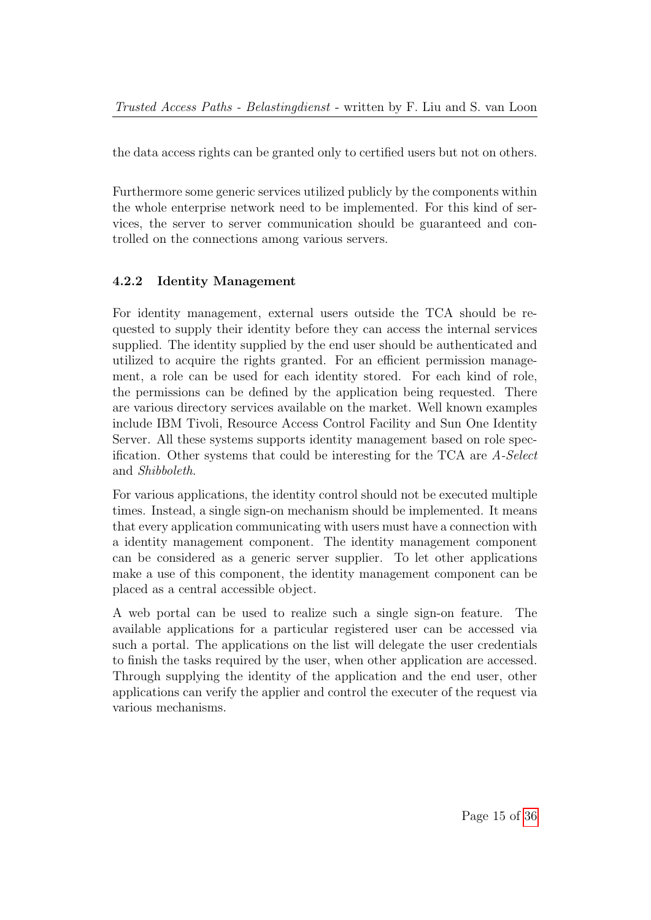the data access rights can be granted only to certified users but not on others.

Furthermore some generic services utilized publicly by the components within the whole enterprise network need to be implemented. For this kind of services, the server to server communication should be guaranteed and controlled on the connections among various servers.

### 4.2.2 Identity Management

For identity management, external users outside the TCA should be requested to supply their identity before they can access the internal services supplied. The identity supplied by the end user should be authenticated and utilized to acquire the rights granted. For an efficient permission management, a role can be used for each identity stored. For each kind of role, the permissions can be defined by the application being requested. There are various directory services available on the market. Well known examples include IBM Tivoli, Resource Access Control Facility and Sun One Identity Server. All these systems supports identity management based on role specification. Other systems that could be interesting for the TCA are *A-Select* and *Shibboleth*.

For various applications, the identity control should not be executed multiple times. Instead, a single sign-on mechanism should be implemented. It means that every application communicating with users must have a connection with a identity management component. The identity management component can be considered as a generic server supplier. To let other applications make a use of this component, the identity management component can be placed as a central accessible object.

A web portal can be used to realize such a single sign-on feature. The available applications for a particular registered user can be accessed via such a portal. The applications on the list will delegate the user credentials to finish the tasks required by the user, when other application are accessed. Through supplying the identity of the application and the end user, other applications can verify the applier and control the executer of the request via various mechanisms.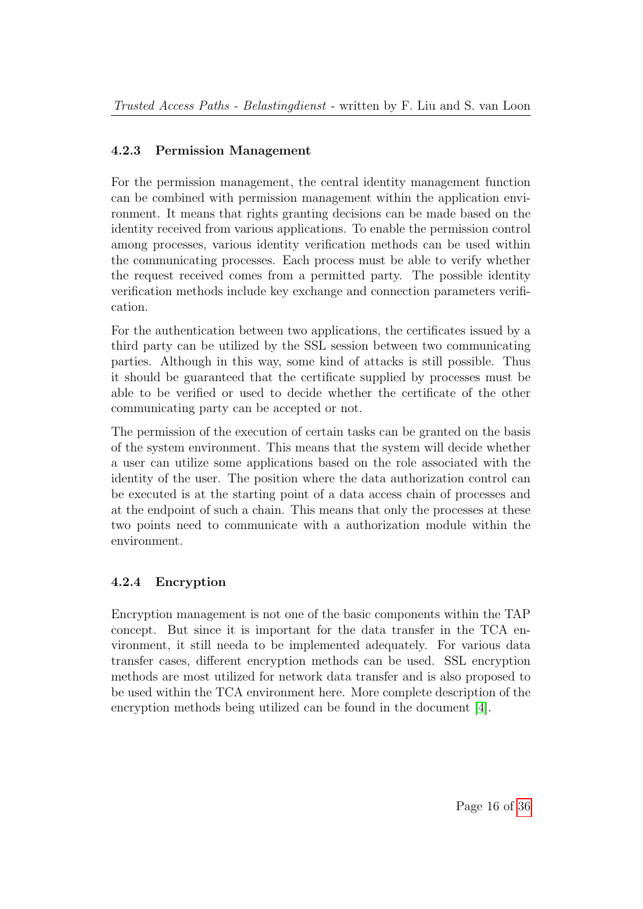### 4.2.3 Permission Management

For the permission management, the central identity management function can be combined with permission management within the application environment. It means that rights granting decisions can be made based on the identity received from various applications. To enable the permission control among processes, various identity verification methods can be used within the communicating processes. Each process must be able to verify whether the request received comes from a permitted party. The possible identity verification methods include key exchange and connection parameters verification.

For the authentication between two applications, the certificates issued by a third party can be utilized by the SSL session between two communicating parties. Although in this way, some kind of attacks is still possible. Thus it should be guaranteed that the certificate supplied by processes must be able to be verified or used to decide whether the certificate of the other communicating party can be accepted or not.

The permission of the execution of certain tasks can be granted on the basis of the system environment. This means that the system will decide whether a user can utilize some applications based on the role associated with the identity of the user. The position where the data authorization control can be executed is at the starting point of a data access chain of processes and at the endpoint of such a chain. This means that only the processes at these two points need to communicate with a authorization module within the environment.

### 4.2.4 Encryption

Encryption management is not one of the basic components within the TAP concept. But since it is important for the data transfer in the TCA environment, it still needa to be implemented adequately. For various data transfer cases, different encryption methods can be used. SSL encryption methods are most utilized for network data transfer and is also proposed to be used within the TCA environment here. More complete description of the encryption methods being utilized can be found in the document [4].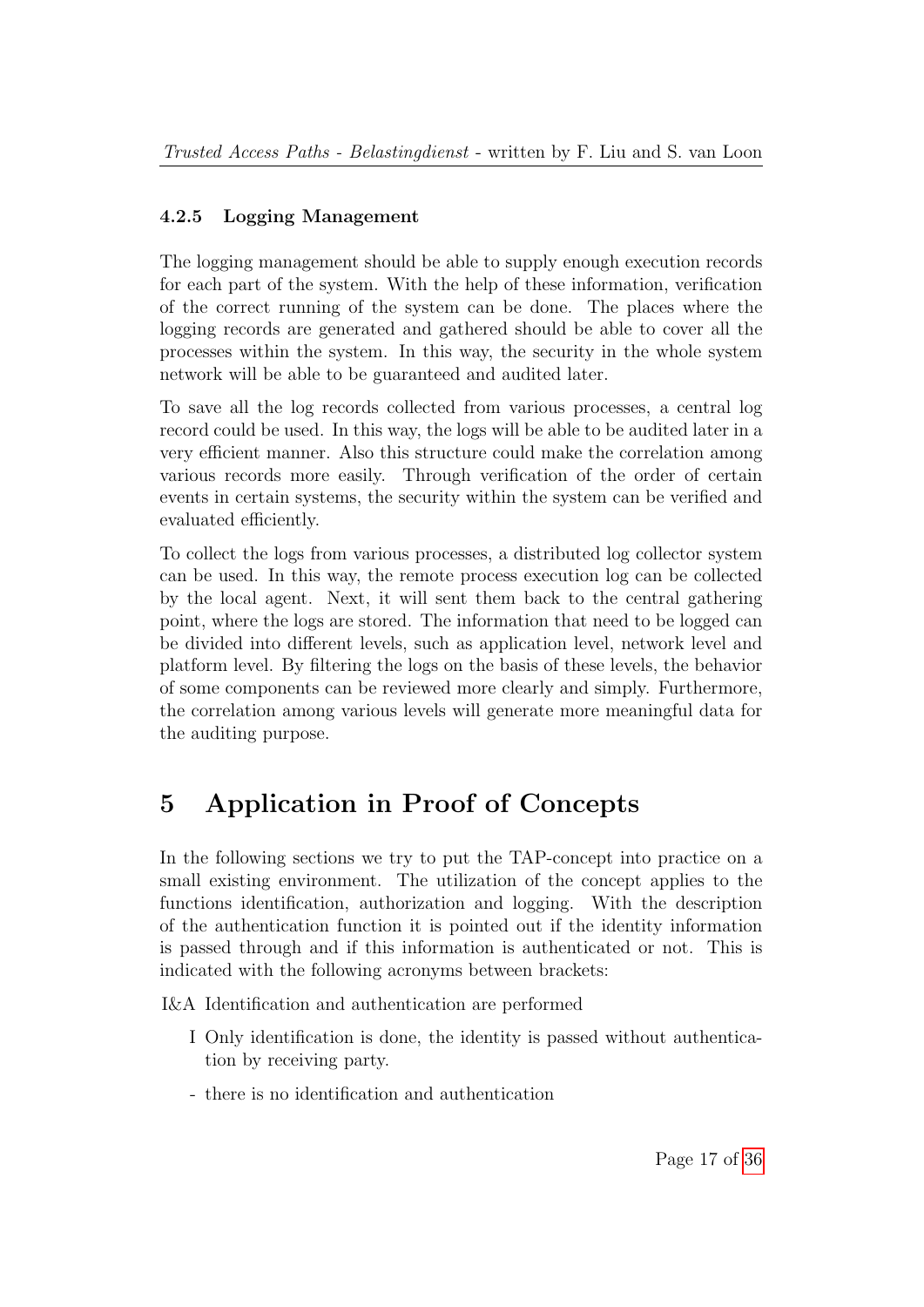#### 4.2.5 Logging Management

The logging management should be able to supply enough execution records for each part of the system. With the help of these information, verification of the correct running of the system can be done. The places where the logging records are generated and gathered should be able to cover all the processes within the system. In this way, the security in the whole system network will be able to be guaranteed and audited later.

To save all the log records collected from various processes, a central log record could be used. In this way, the logs will be able to be audited later in a very efficient manner. Also this structure could make the correlation among various records more easily. Through verification of the order of certain events in certain systems, the security within the system can be verified and evaluated efficiently.

To collect the logs from various processes, a distributed log collector system can be used. In this way, the remote process execution log can be collected by the local agent. Next, it will sent them back to the central gathering point, where the logs are stored. The information that need to be logged can be divided into different levels, such as application level, network level and platform level. By filtering the logs on the basis of these levels, the behavior of some components can be reviewed more clearly and simply. Furthermore, the correlation among various levels will generate more meaningful data for the auditing purpose.

# 5 Application in Proof of Concepts

In the following sections we try to put the TAP-concept into practice on a small existing environment. The utilization of the concept applies to the functions identification, authorization and logging. With the description of the authentication function it is pointed out if the identity information is passed through and if this information is authenticated or not. This is indicated with the following acronyms between brackets:

I&A Identification and authentication are performed

I Only identification is done, the identity is passed without authentication by receiving party.

- there is no identification and authentication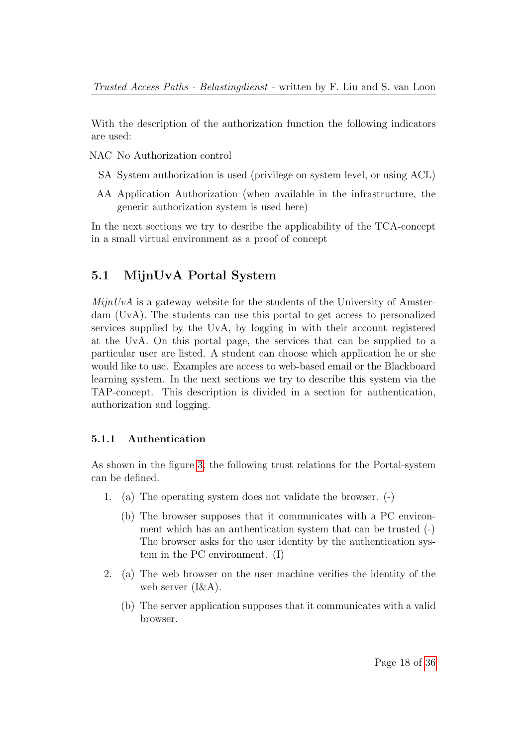With the description of the authorization function the following indicators are used:

- NAC No Authorization control
- SA System authorization is used (privilege on system level, or using ACL)
- AA Application Authorization (when available in the infrastructure, the generic authorization system is used here)

In the next sections we try to desribe the applicability of the TCA-concept in a small virtual environment as a proof of concept

## 5.1 MijnUvA Portal System

*MijnUvA* is a gateway website for the students of the University of Amsterdam (UvA). The students can use this portal to get access to personalized services supplied by the UvA, by logging in with their account registered at the UvA. On this portal page, the services that can be supplied to a particular user are listed. A student can choose which application he or she would like to use. Examples are access to web-based email or the Blackboard learning system. In the next sections we try to describe this system via the TAP-concept. This description is divided in a section for authentication, authorization and logging.

### 5.1.1 Authentication

As shown in the figure 3, the following trust relations for the Portal-system can be defined.

1. (a) The operating system does not validate the browser. (-)

   (b) The browser supposes that it communicates with a PC environment which has an authentication system that can be trusted (-) The browser asks for the user identity by the authentication system in the PC environment. (I)

2. (a) The web browser on the user machine verifies the identity of the web server (I&A).

   (b) The server application supposes that it communicates with a valid browser.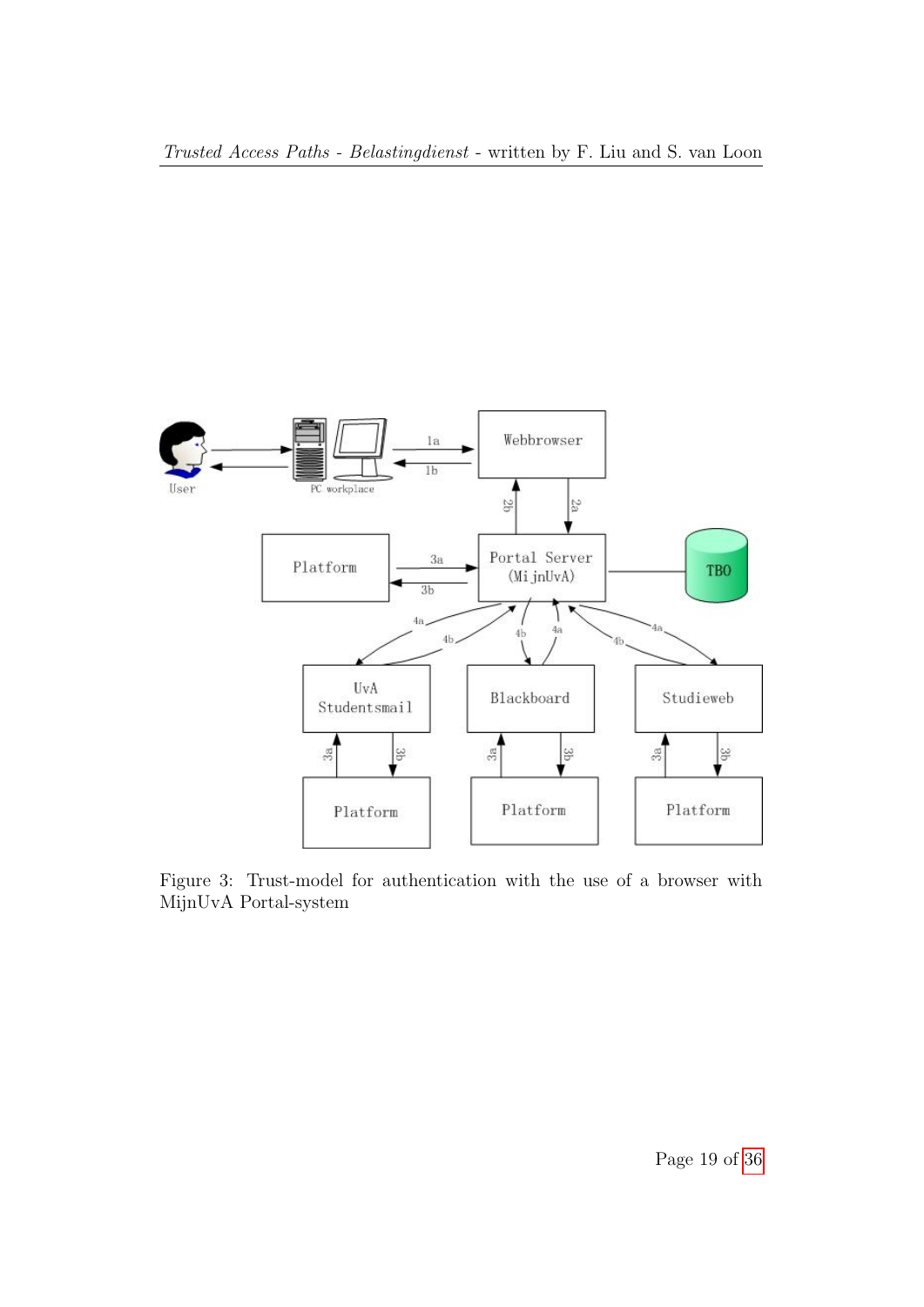Figure 3: Trust-model for authentication with the use of a browser with MijnUvA Portal-system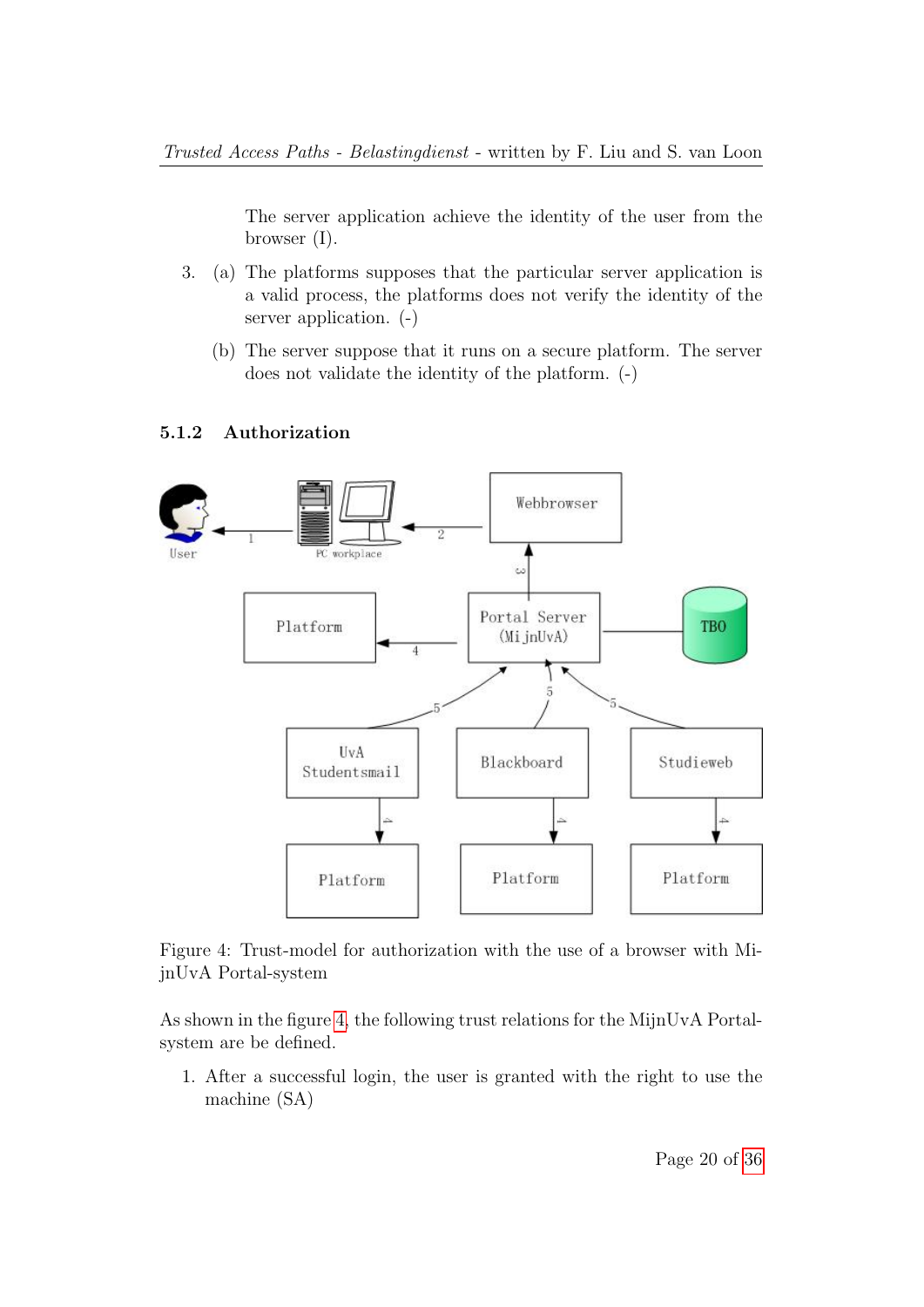The server application achieve the identity of the user from the browser (I).

3. (a) The platforms supposes that the particular server application is a valid process, the platforms does not verify the identity of the server application. (-)

   (b) The server suppose that it runs on a secure platform. The server does not validate the identity of the platform. (-)

### 5.1.2 Authorization

Figure 4: Trust-model for authorization with the use of a browser with MijnUvA Portal-system

As shown in the figure 4, the following trust relations for the MijnUvA Portal-system are be defined.

1. After a successful login, the user is granted with the right to use the machine (SA)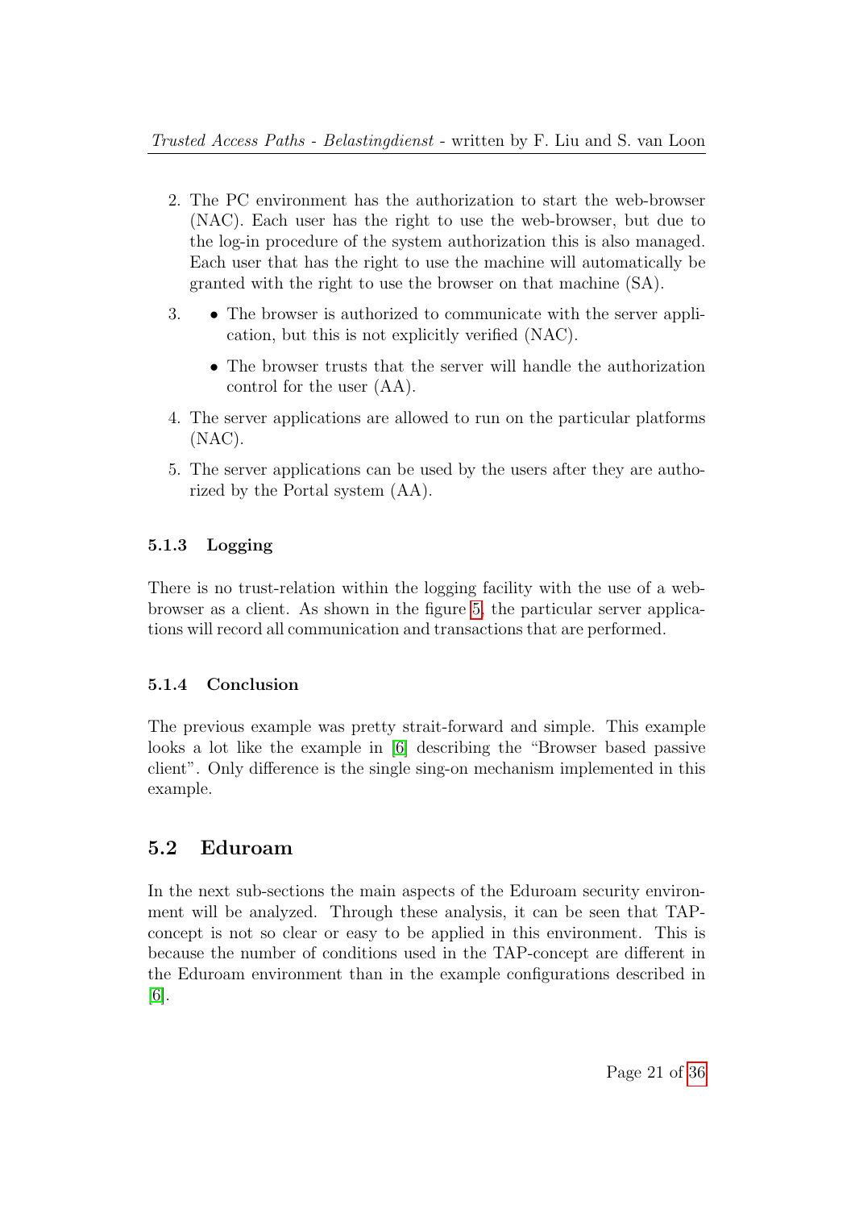2. The PC environment has the authorization to start the web-browser (NAC). Each user has the right to use the web-browser, but due to the log-in procedure of the system authorization this is also managed. Each user that has the right to use the machine will automatically be granted with the right to use the browser on that machine (SA).

3. 
   - The browser is authorized to communicate with the server application, but this is not explicitly verified (NAC).
   - The browser trusts that the server will handle the authorization control for the user (AA).

4. The server applications are allowed to run on the particular platforms (NAC).

5. The server applications can be used by the users after they are authorized by the Portal system (AA).

### 5.1.3 Logging

There is no trust-relation within the logging facility with the use of a web-browser as a client. As shown in the figure 5, the particular server applications will record all communication and transactions that are performed.

### 5.1.4 Conclusion

The previous example was pretty strait-forward and simple. This example looks a lot like the example in [6] describing the "Browser based passive client". Only difference is the single sing-on mechanism implemented in this example.

## 5.2 Eduroam

In the next sub-sections the main aspects of the Eduroam security environment will be analyzed. Through these analysis, it can be seen that TAP-concept is not so clear or easy to be applied in this environment. This is because the number of conditions used in the TAP-concept are different in the Eduroam environment than in the example configurations described in [6].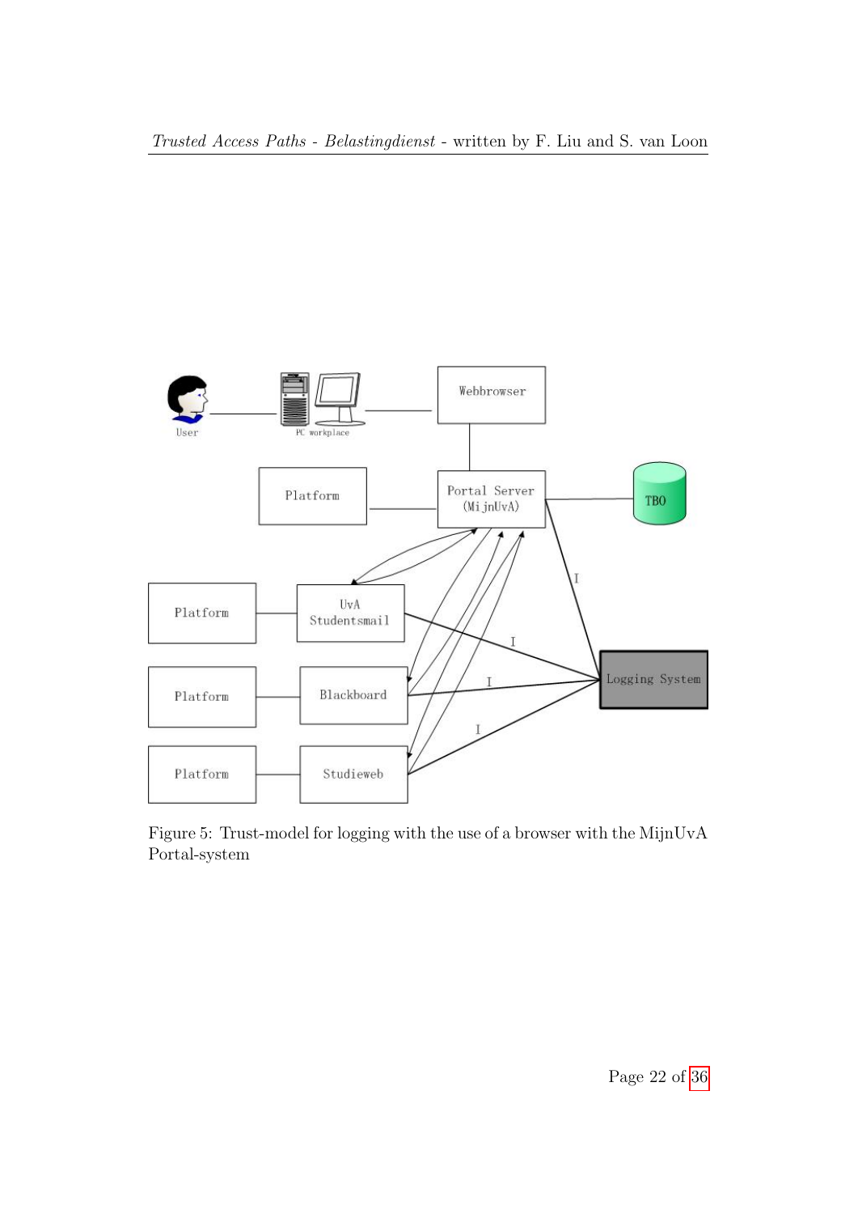Figure 5: Trust-model for logging with the use of a browser with the MijnUvA Portal-system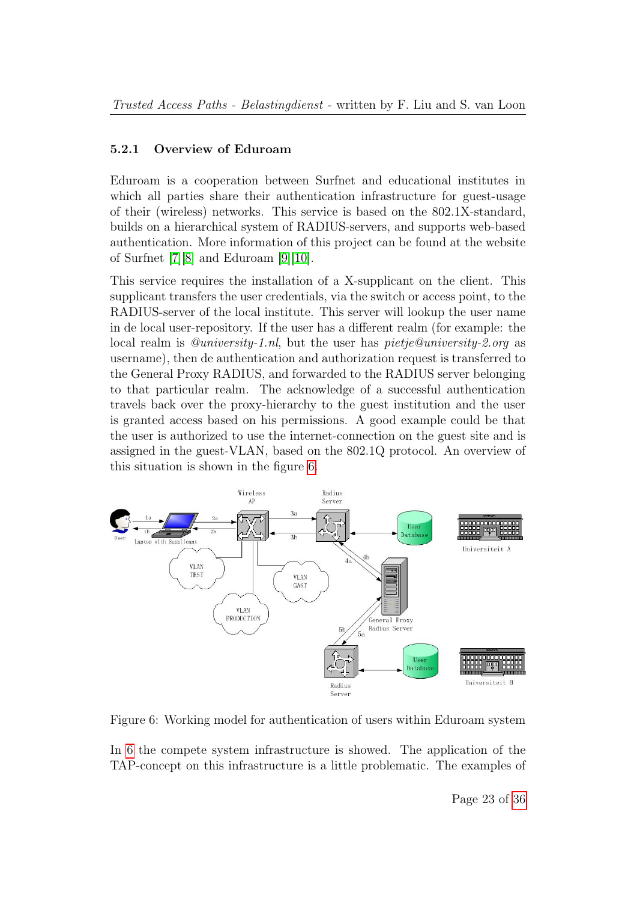### 5.2.1 Overview of Eduroam

Eduroam is a cooperation between Surfnet and educational institutes in which all parties share their authentication infrastructure for guest-usage of their (wireless) networks. This service is based on the 802.1X-standard, builds on a hierarchical system of RADIUS-servers, and supports web-based authentication. More information of this project can be found at the website of Surfnet [7][8] and Eduroam [9][10].

This service requires the installation of a X-supplicant on the client. This supplicant transfers the user credentials, via the switch or access point, to the RADIUS-server of the local institute. This server will lookup the user name in de local user-repository. If the user has a different realm (for example: the local realm is *@university-1.nl*, but the user has *pietje@university-2.org* as username), then de authentication and authorization request is transferred to the General Proxy RADIUS, and forwarded to the RADIUS server belonging to that particular realm. The acknowledge of a successful authentication travels back over the proxy-hierarchy to the guest institution and the user is granted access based on his permissions. A good example could be that the user is authorized to use the internet-connection on the guest site and is assigned in the guest-VLAN, based on the 802.1Q protocol. An overview of this situation is shown in the figure 6.

Figure 6: Working model for authentication of users within Eduroam system

In 6 the compete system infrastructure is showed. The application of the TAP-concept on this infrastructure is a little problematic. The examples of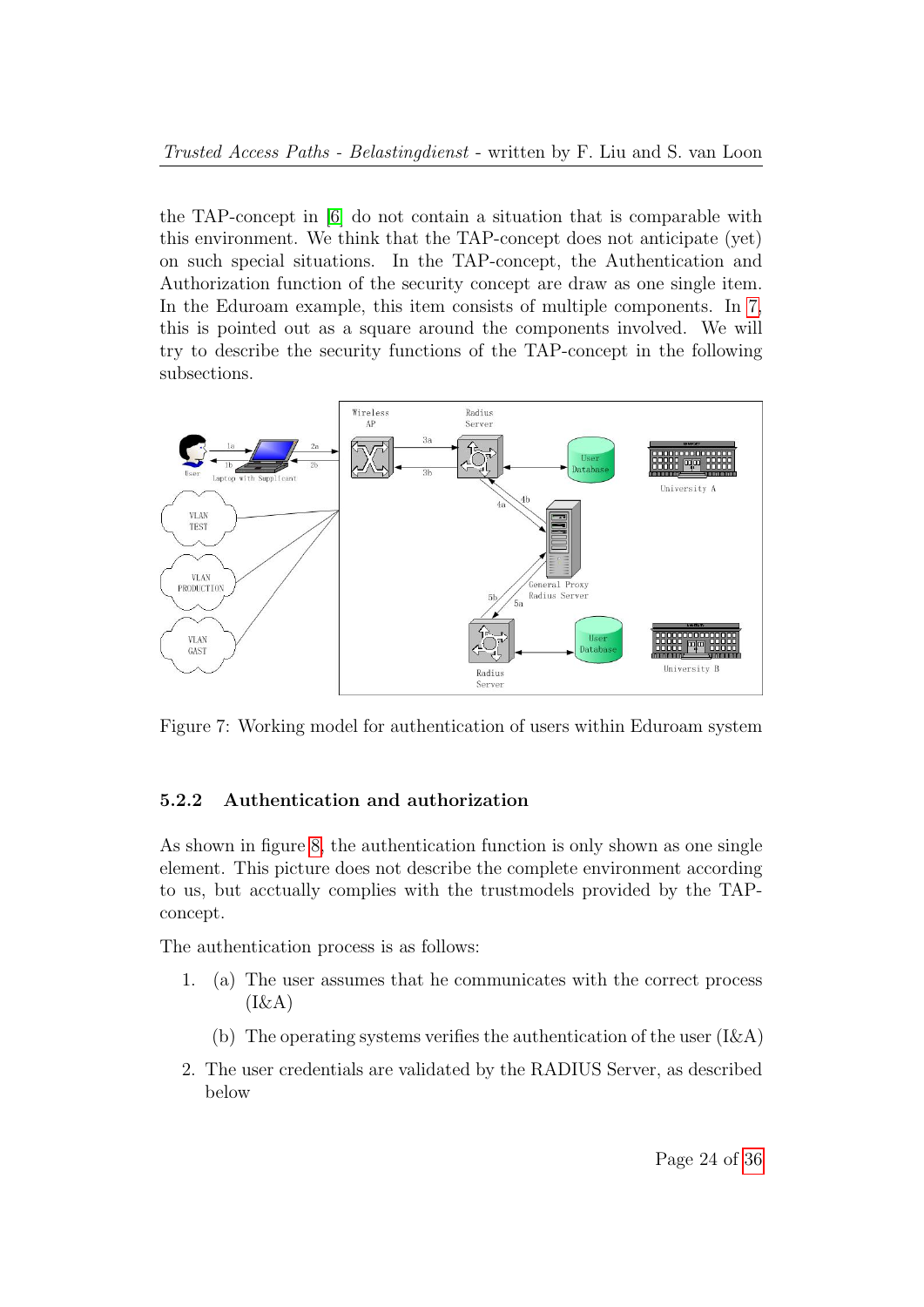the TAP-concept in [6] do not contain a situation that is comparable with this environment. We think that the TAP-concept does not anticipate (yet) on such special situations. In the TAP-concept, the Authentication and Authorization function of the security concept are draw as one single item. In the Eduroam example, this item consists of multiple components. In [7], this is pointed out as a square around the components involved. We will try to describe the security functions of the TAP-concept in the following subsections.

Figure 7: Working model for authentication of users within Eduroam system

### 5.2.2 Authentication and authorization

As shown in figure 8, the authentication function is only shown as one single element. This picture does not describe the complete environment according to us, but acctually complies with the trustmodels provided by the TAP-concept.

The authentication process is as follows:

1. (a) The user assumes that he communicates with the correct process (I&A)

   (b) The operating systems verifies the authentication of the user (I&A)

2. The user credentials are validated by the RADIUS Server, as described below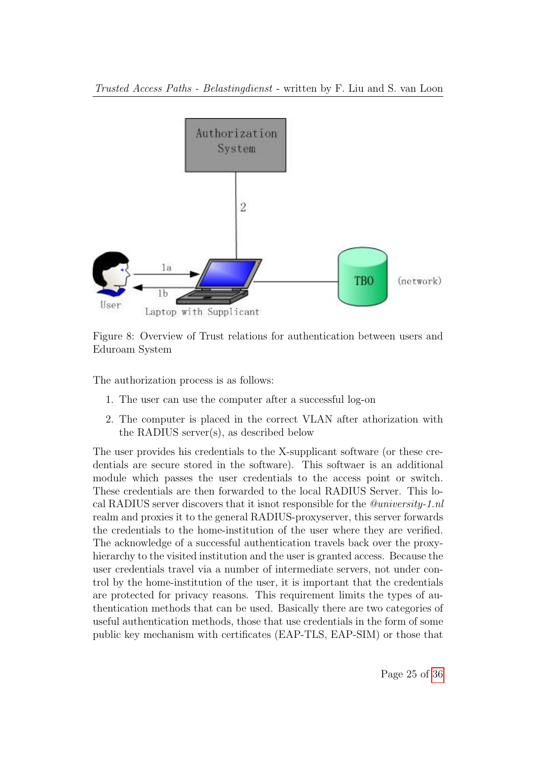Figure 8: Overview of Trust relations for authentication between users and Eduroam System

The authorization process is as follows:

1. The user can use the computer after a successful log-on
2. The computer is placed in the correct VLAN after athorization with the RADIUS server(s), as described below

The user provides his credentials to the X-supplicant software (or these credentials are secure stored in the software). This softwaer is an additional module which passes the user credentials to the access point or switch. These credentials are then forwarded to the local RADIUS Server. This local RADIUS server discovers that it isnot responsible for the *@university-1.nl* realm and proxies it to the general RADIUS-proxyserver, this server forwards the credentials to the home-institution of the user where they are verified. The acknowledge of a successful authentication travels back over the proxy-hierarchy to the visited institution and the user is granted access. Because the user credentials travel via a number of intermediate servers, not under control by the home-institution of the user, it is important that the credentials are protected for privacy reasons. This requirement limits the types of authentication methods that can be used. Basically there are two categories of useful authentication methods, those that use credentials in the form of some public key mechanism with certificates (EAP-TLS, EAP-SIM) or those that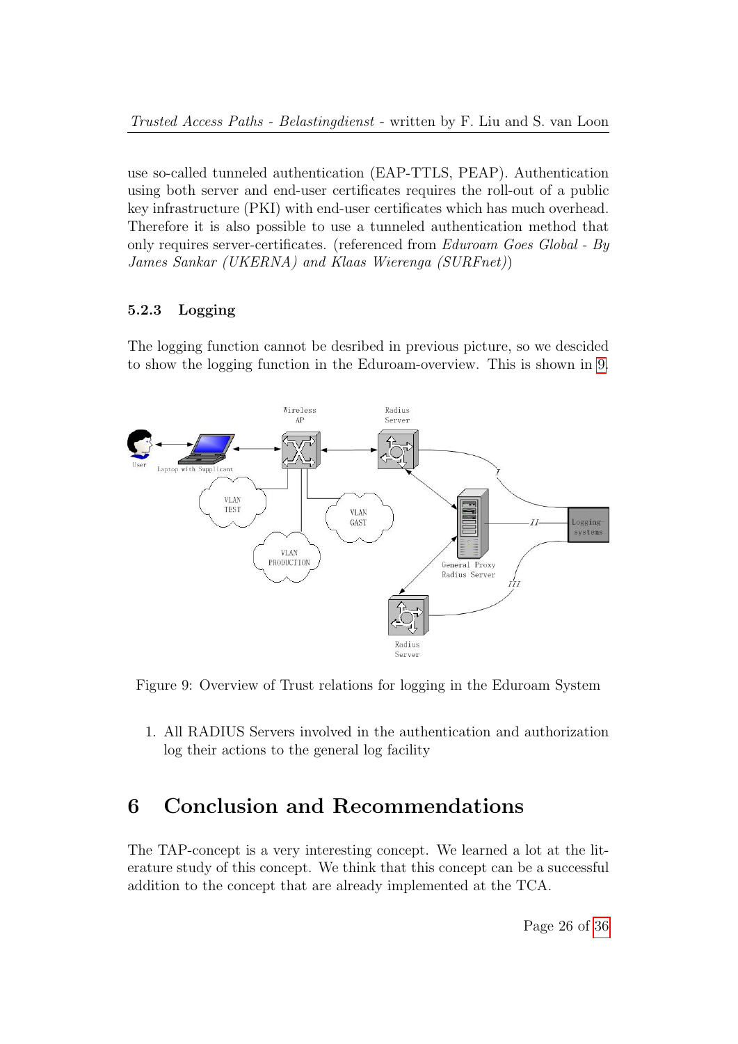use so-called tunneled authentication (EAP-TTLS, PEAP). Authentication using both server and end-user certificates requires the roll-out of a public key infrastructure (PKI) with end-user certificates which has much overhead. Therefore it is also possible to use a tunneled authentication method that only requires server-certificates. (referenced from *Eduroam Goes Global - By James Sankar (UKERNA) and Klaas Wierenga (SURFnet)*)

### 5.2.3 Logging

The logging function cannot be desribed in previous picture, so we descided to show the logging function in the Eduroam-overview. This is shown in 9.

Figure 9: Overview of Trust relations for logging in the Eduroam System

1. All RADIUS Servers involved in the authentication and authorization log their actions to the general log facility

# 6 Conclusion and Recommendations

The TAP-concept is a very interesting concept. We learned a lot at the literature study of this concept. We think that this concept can be a successful addition to the concept that are already implemented at the TCA.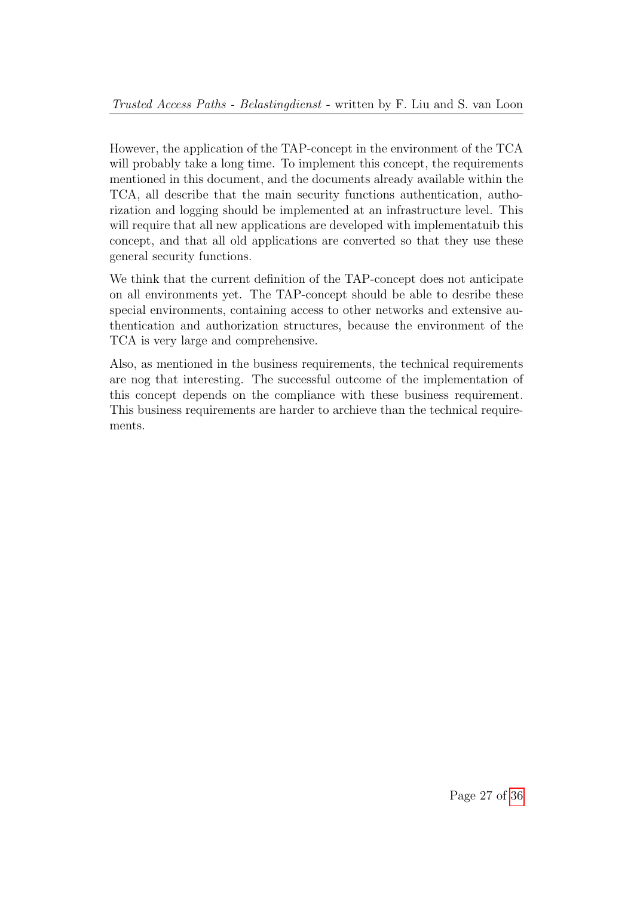However, the application of the TAP-concept in the environment of the TCA will probably take a long time. To implement this concept, the requirements mentioned in this document, and the documents already available within the TCA, all describe that the main security functions authentication, authorization and logging should be implemented at an infrastructure level. This will require that all new applications are developed with implementatuib this concept, and that all old applications are converted so that they use these general security functions.

We think that the current definition of the TAP-concept does not anticipate on all environments yet. The TAP-concept should be able to desribe these special environments, containing access to other networks and extensive authentication and authorization structures, because the environment of the TCA is very large and comprehensive.

Also, as mentioned in the business requirements, the technical requirements are nog that interesting. The successful outcome of the implementation of this concept depends on the compliance with these business requirement. This business requirements are harder to archieve than the technical requirements.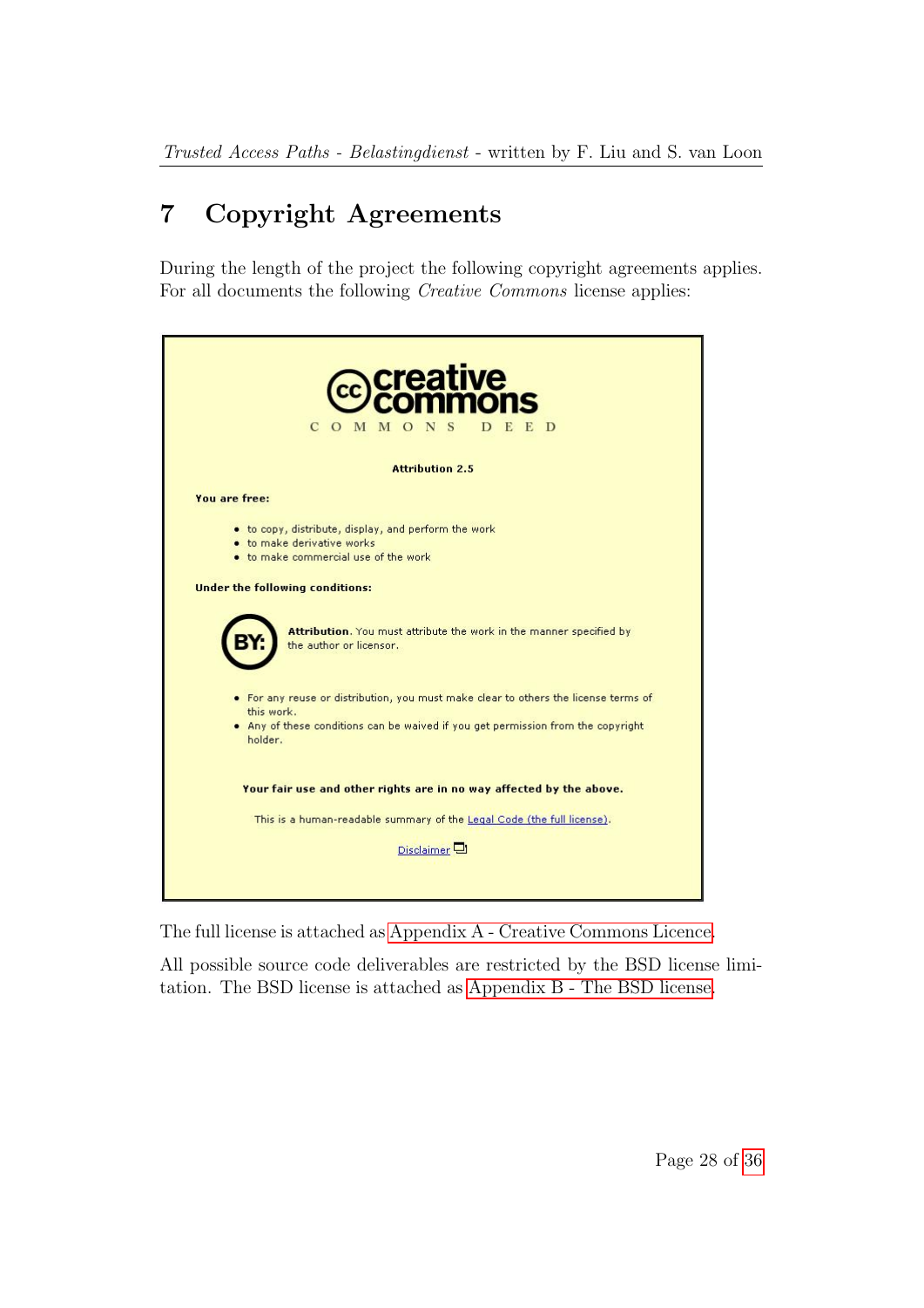# 7 Copyright Agreements

During the length of the project the following copyright agreements applies. For all documents the following *Creative Commons* license applies:

creative commons

COMMONS DEED

**Attribution 2.5**

**You are free:**

- to copy, distribute, display, and perform the work
- to make derivative works
- to make commercial use of the work

**Under the following conditions:**

BY: **Attribution**. You must attribute the work in the manner specified by the author or licensor.

- For any reuse or distribution, you must make clear to others the license terms of this work.
- Any of these conditions can be waived if you get permission from the copyright holder.

**Your fair use and other rights are in no way affected by the above.**

This is a human-readable summary of the Legal Code (the full license).

Disclaimer

The full license is attached as Appendix A - Creative Commons Licence.

All possible source code deliverables are restricted by the BSD license limitation. The BSD license is attached as Appendix B - The BSD license.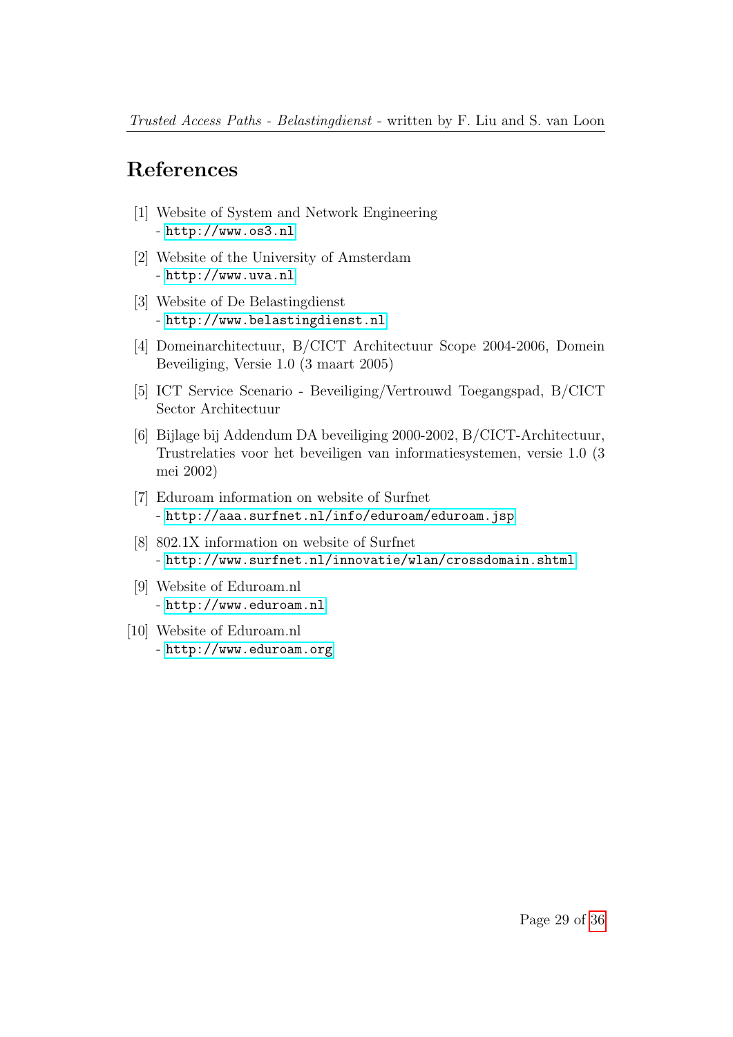# References

[1] Website of System and Network Engineering
- http://www.os3.nl

[2] Website of the University of Amsterdam
- http://www.uva.nl

[3] Website of De Belastingdienst
- http://www.belastingdienst.nl

[4] Domeinarchitectuur, B/CICT Architectuur Scope 2004-2006, Domein Beveiliging, Versie 1.0 (3 maart 2005)

[5] ICT Service Scenario - Beveiliging/Vertrouwd Toegangspad, B/CICT Sector Architectuur

[6] Bijlage bij Addendum DA beveiliging 2000-2002, B/CICT-Architectuur, Trustrelaties voor het beveiligen van informatiesystemen, versie 1.0 (3 mei 2002)

[7] Eduroam information on website of Surfnet
- http://aaa.surfnet.nl/info/eduroam/eduroam.jsp

[8] 802.1X information on website of Surfnet
- http://www.surfnet.nl/innovatie/wlan/crossdomain.shtml

[9] Website of Eduroam.nl
- http://www.eduroam.nl

[10] Website of Eduroam.nl
- http://www.eduroam.org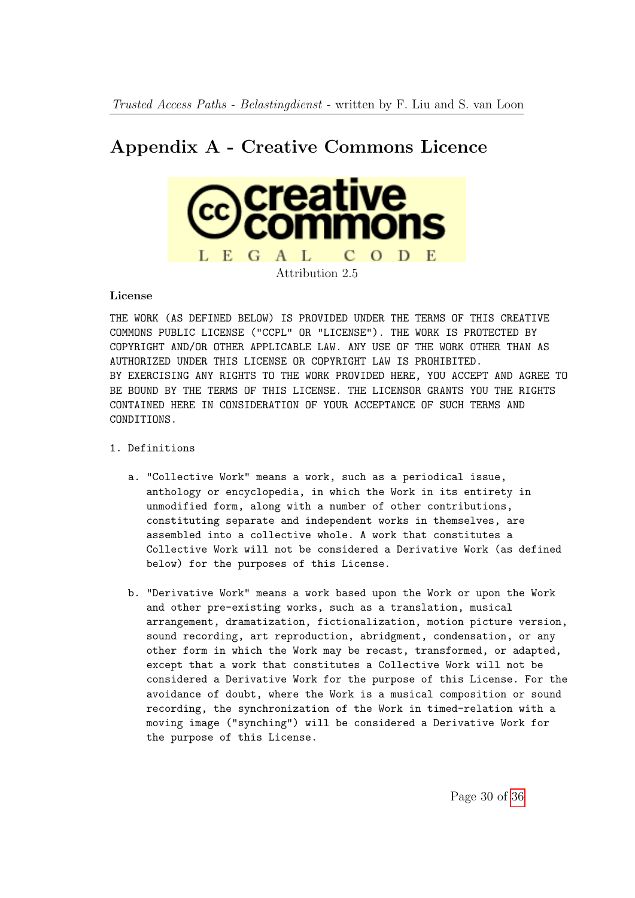# Appendix A - Creative Commons Licence

LEGAL CODE

Attribution 2.5

**License**

THE WORK (AS DEFINED BELOW) IS PROVIDED UNDER THE TERMS OF THIS CREATIVE COMMONS PUBLIC LICENSE ("CCPL" OR "LICENSE"). THE WORK IS PROTECTED BY COPYRIGHT AND/OR OTHER APPLICABLE LAW. ANY USE OF THE WORK OTHER THAN AS AUTHORIZED UNDER THIS LICENSE OR COPYRIGHT LAW IS PROHIBITED.
BY EXERCISING ANY RIGHTS TO THE WORK PROVIDED HERE, YOU ACCEPT AND AGREE TO BE BOUND BY THE TERMS OF THIS LICENSE. THE LICENSOR GRANTS YOU THE RIGHTS CONTAINED HERE IN CONSIDERATION OF YOUR ACCEPTANCE OF SUCH TERMS AND CONDITIONS.

1. Definitions

   a. "Collective Work" means a work, such as a periodical issue, anthology or encyclopedia, in which the Work in its entirety in unmodified form, along with a number of other contributions, constituting separate and independent works in themselves, are assembled into a collective whole. A work that constitutes a Collective Work will not be considered a Derivative Work (as defined below) for the purposes of this License.

   b. "Derivative Work" means a work based upon the Work or upon the Work and other pre-existing works, such as a translation, musical arrangement, dramatization, fictionalization, motion picture version, sound recording, art reproduction, abridgment, condensation, or any other form in which the Work may be recast, transformed, or adapted, except that a work that constitutes a Collective Work will not be considered a Derivative Work for the purpose of this License. For the avoidance of doubt, where the Work is a musical composition or sound recording, the synchronization of the Work in timed-relation with a moving image ("synching") will be considered a Derivative Work for the purpose of this License.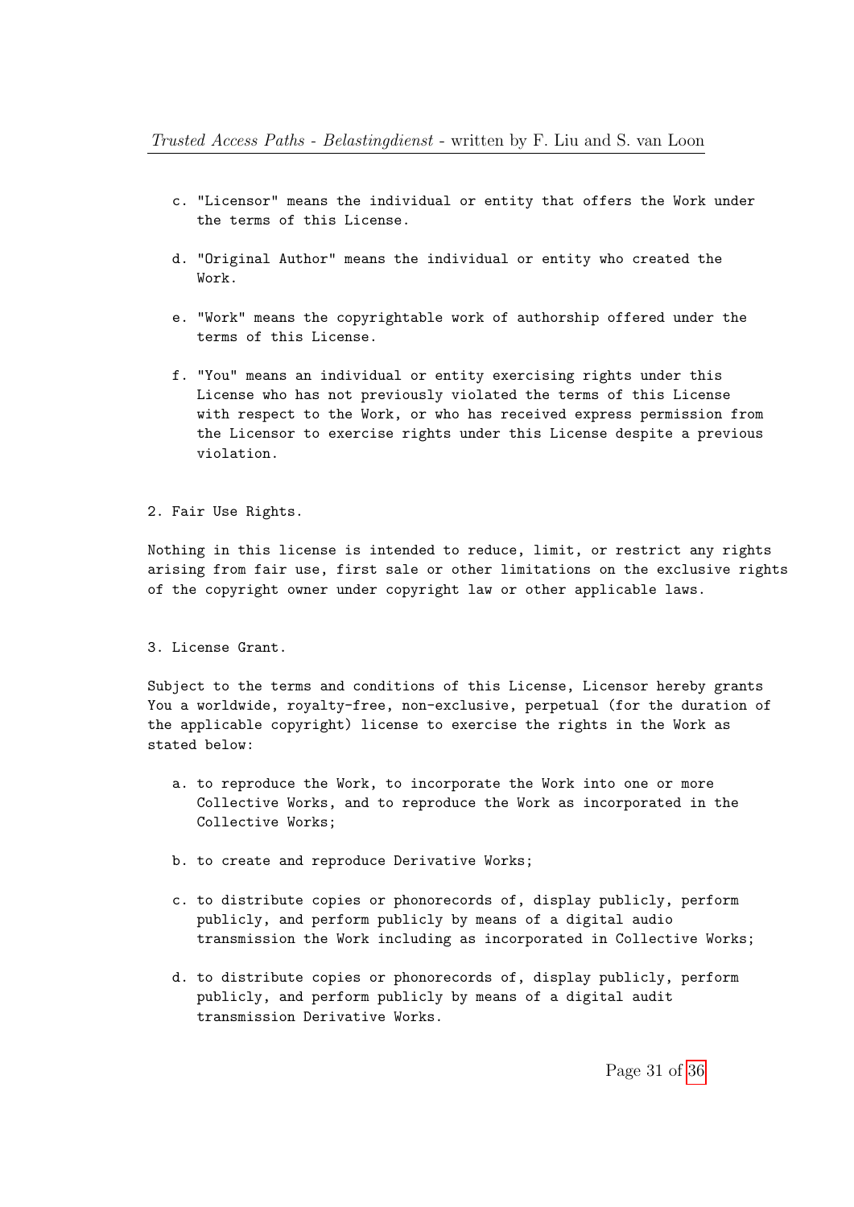c. "Licensor" means the individual or entity that offers the Work under the terms of this License.

d. "Original Author" means the individual or entity who created the Work.

e. "Work" means the copyrightable work of authorship offered under the terms of this License.

f. "You" means an individual or entity exercising rights under this License who has not previously violated the terms of this License with respect to the Work, or who has received express permission from the Licensor to exercise rights under this License despite a previous violation.

2. Fair Use Rights.

Nothing in this license is intended to reduce, limit, or restrict any rights arising from fair use, first sale or other limitations on the exclusive rights of the copyright owner under copyright law or other applicable laws.

3. License Grant.

Subject to the terms and conditions of this License, Licensor hereby grants You a worldwide, royalty-free, non-exclusive, perpetual (for the duration of the applicable copyright) license to exercise the rights in the Work as stated below:

a. to reproduce the Work, to incorporate the Work into one or more Collective Works, and to reproduce the Work as incorporated in the Collective Works;

b. to create and reproduce Derivative Works;

c. to distribute copies or phonorecords of, display publicly, perform publicly, and perform publicly by means of a digital audio transmission the Work including as incorporated in Collective Works;

d. to distribute copies or phonorecords of, display publicly, perform publicly, and perform publicly by means of a digital audit transmission Derivative Works.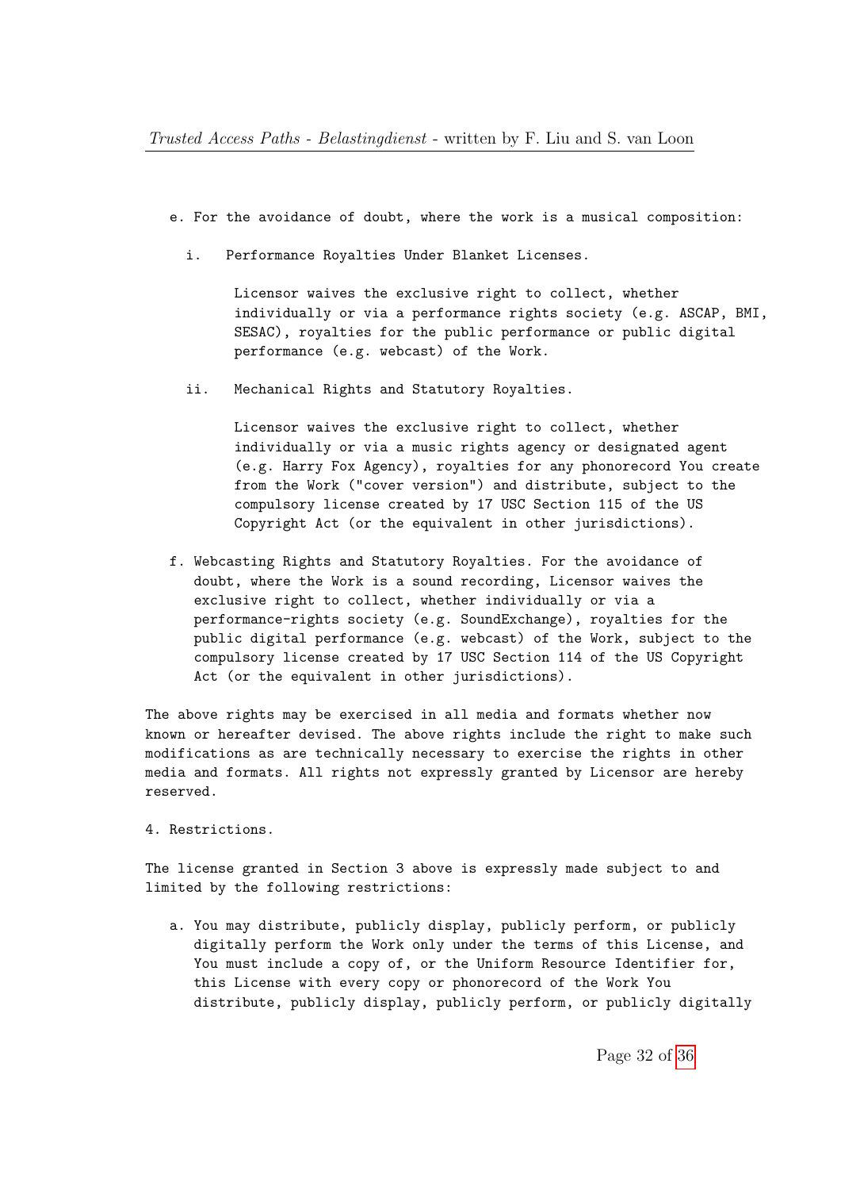```
   e. For the avoidance of doubt, where the work is a musical composition:

     i.   Performance Royalties Under Blanket Licenses.

           Licensor waives the exclusive right to collect, whether
           individually or via a performance rights society (e.g. ASCAP, BMI,
           SESAC), royalties for the public performance or public digital
           performance (e.g. webcast) of the Work.

     ii.   Mechanical Rights and Statutory Royalties.

           Licensor waives the exclusive right to collect, whether
           individually or via a music rights agency or designated agent
           (e.g. Harry Fox Agency), royalties for any phonorecord You create
           from the Work ("cover version") and distribute, subject to the
           compulsory license created by 17 USC Section 115 of the US
           Copyright Act (or the equivalent in other jurisdictions).

   f. Webcasting Rights and Statutory Royalties. For the avoidance of
      doubt, where the Work is a sound recording, Licensor waives the
      exclusive right to collect, whether individually or via a
      performance-rights society (e.g. SoundExchange), royalties for the
      public digital performance (e.g. webcast) of the Work, subject to the
      compulsory license created by 17 USC Section 114 of the US Copyright
      Act (or the equivalent in other jurisdictions).

The above rights may be exercised in all media and formats whether now
known or hereafter devised. The above rights include the right to make such
modifications as are technically necessary to exercise the rights in other
media and formats. All rights not expressly granted by Licensor are hereby
reserved.

4. Restrictions.

The license granted in Section 3 above is expressly made subject to and
limited by the following restrictions:

   a. You may distribute, publicly display, publicly perform, or publicly
      digitally perform the Work only under the terms of this License, and
      You must include a copy of, or the Uniform Resource Identifier for,
      this License with every copy or phonorecord of the Work You
      distribute, publicly display, publicly perform, or publicly digitally
```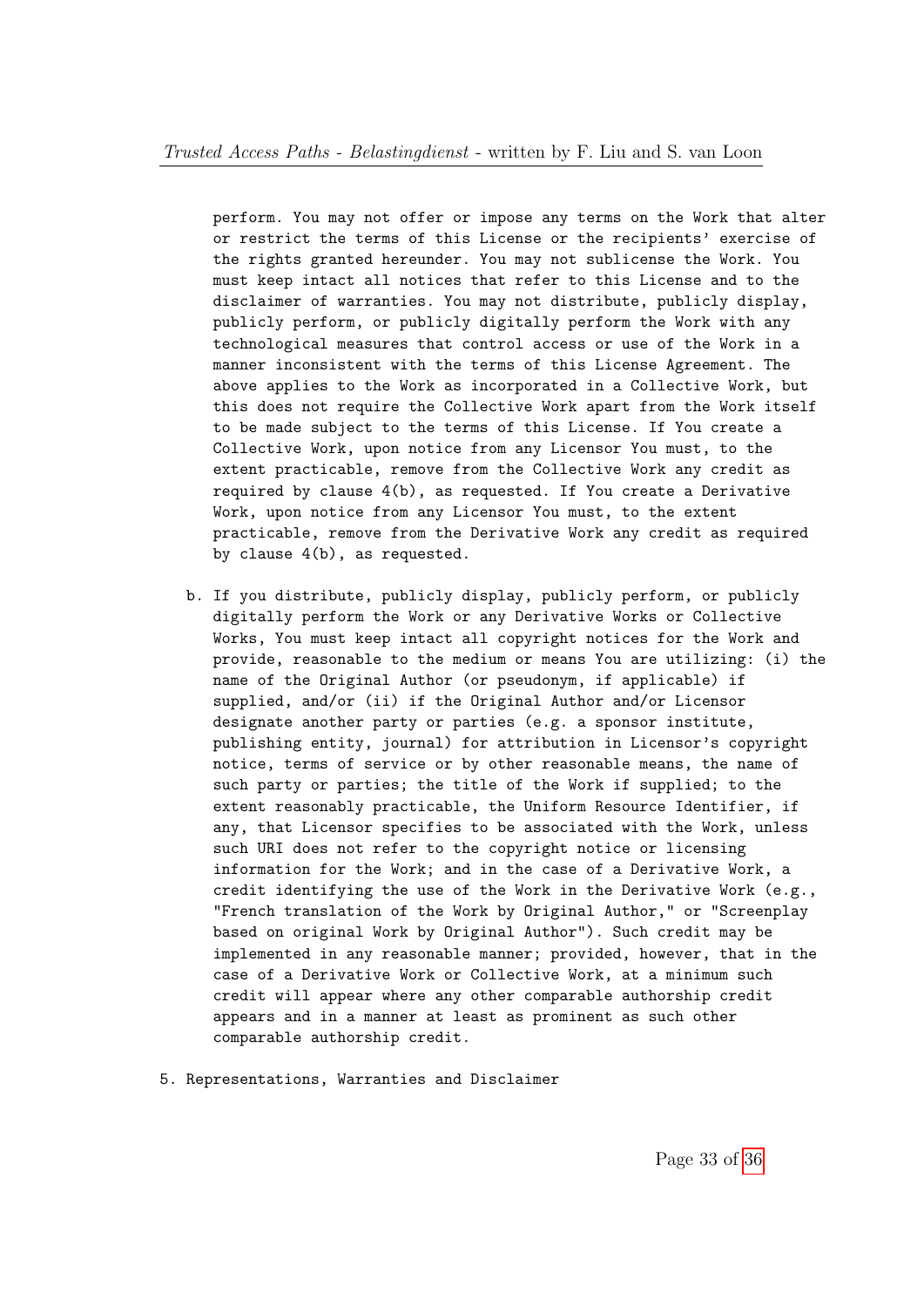perform. You may not offer or impose any terms on the Work that alter or restrict the terms of this License or the recipients' exercise of the rights granted hereunder. You may not sublicense the Work. You must keep intact all notices that refer to this License and to the disclaimer of warranties. You may not distribute, publicly display, publicly perform, or publicly digitally perform the Work with any technological measures that control access or use of the Work in a manner inconsistent with the terms of this License Agreement. The above applies to the Work as incorporated in a Collective Work, but this does not require the Collective Work apart from the Work itself to be made subject to the terms of this License. If You create a Collective Work, upon notice from any Licensor You must, to the extent practicable, remove from the Collective Work any credit as required by clause 4(b), as requested. If You create a Derivative Work, upon notice from any Licensor You must, to the extent practicable, remove from the Derivative Work any credit as required by clause 4(b), as requested.

b. If you distribute, publicly display, publicly perform, or publicly digitally perform the Work or any Derivative Works or Collective Works, You must keep intact all copyright notices for the Work and provide, reasonable to the medium or means You are utilizing: (i) the name of the Original Author (or pseudonym, if applicable) if supplied, and/or (ii) if the Original Author and/or Licensor designate another party or parties (e.g. a sponsor institute, publishing entity, journal) for attribution in Licensor's copyright notice, terms of service or by other reasonable means, the name of such party or parties; the title of the Work if supplied; to the extent reasonably practicable, the Uniform Resource Identifier, if any, that Licensor specifies to be associated with the Work, unless such URI does not refer to the copyright notice or licensing information for the Work; and in the case of a Derivative Work, a credit identifying the use of the Work in the Derivative Work (e.g., "French translation of the Work by Original Author," or "Screenplay based on original Work by Original Author"). Such credit may be implemented in any reasonable manner; provided, however, that in the case of a Derivative Work or Collective Work, at a minimum such credit will appear where any other comparable authorship credit appears and in a manner at least as prominent as such other comparable authorship credit.

5. Representations, Warranties and Disclaimer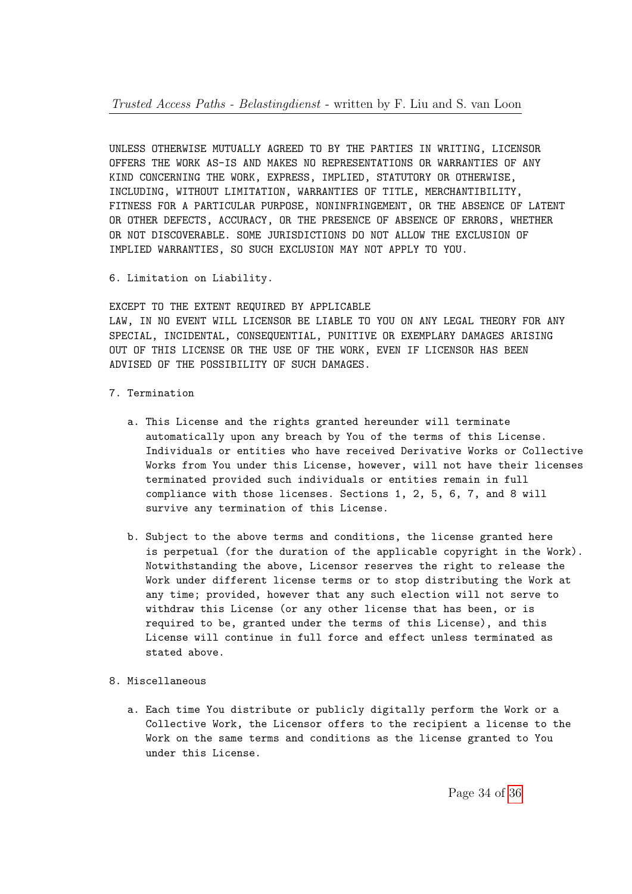UNLESS OTHERWISE MUTUALLY AGREED TO BY THE PARTIES IN WRITING, LICENSOR OFFERS THE WORK AS-IS AND MAKES NO REPRESENTATIONS OR WARRANTIES OF ANY KIND CONCERNING THE WORK, EXPRESS, IMPLIED, STATUTORY OR OTHERWISE, INCLUDING, WITHOUT LIMITATION, WARRANTIES OF TITLE, MERCHANTIBILITY, FITNESS FOR A PARTICULAR PURPOSE, NONINFRINGEMENT, OR THE ABSENCE OF LATENT OR OTHER DEFECTS, ACCURACY, OR THE PRESENCE OF ABSENCE OF ERRORS, WHETHER OR NOT DISCOVERABLE. SOME JURISDICTIONS DO NOT ALLOW THE EXCLUSION OF IMPLIED WARRANTIES, SO SUCH EXCLUSION MAY NOT APPLY TO YOU.

6. Limitation on Liability.

EXCEPT TO THE EXTENT REQUIRED BY APPLICABLE LAW, IN NO EVENT WILL LICENSOR BE LIABLE TO YOU ON ANY LEGAL THEORY FOR ANY SPECIAL, INCIDENTAL, CONSEQUENTIAL, PUNITIVE OR EXEMPLARY DAMAGES ARISING OUT OF THIS LICENSE OR THE USE OF THE WORK, EVEN IF LICENSOR HAS BEEN ADVISED OF THE POSSIBILITY OF SUCH DAMAGES.

7. Termination

   a. This License and the rights granted hereunder will terminate automatically upon any breach by You of the terms of this License. Individuals or entities who have received Derivative Works or Collective Works from You under this License, however, will not have their licenses terminated provided such individuals or entities remain in full compliance with those licenses. Sections 1, 2, 5, 6, 7, and 8 will survive any termination of this License.

   b. Subject to the above terms and conditions, the license granted here is perpetual (for the duration of the applicable copyright in the Work). Notwithstanding the above, Licensor reserves the right to release the Work under different license terms or to stop distributing the Work at any time; provided, however that any such election will not serve to withdraw this License (or any other license that has been, or is required to be, granted under the terms of this License), and this License will continue in full force and effect unless terminated as stated above.

8. Miscellaneous

   a. Each time You distribute or publicly digitally perform the Work or a Collective Work, the Licensor offers to the recipient a license to the Work on the same terms and conditions as the license granted to You under this License.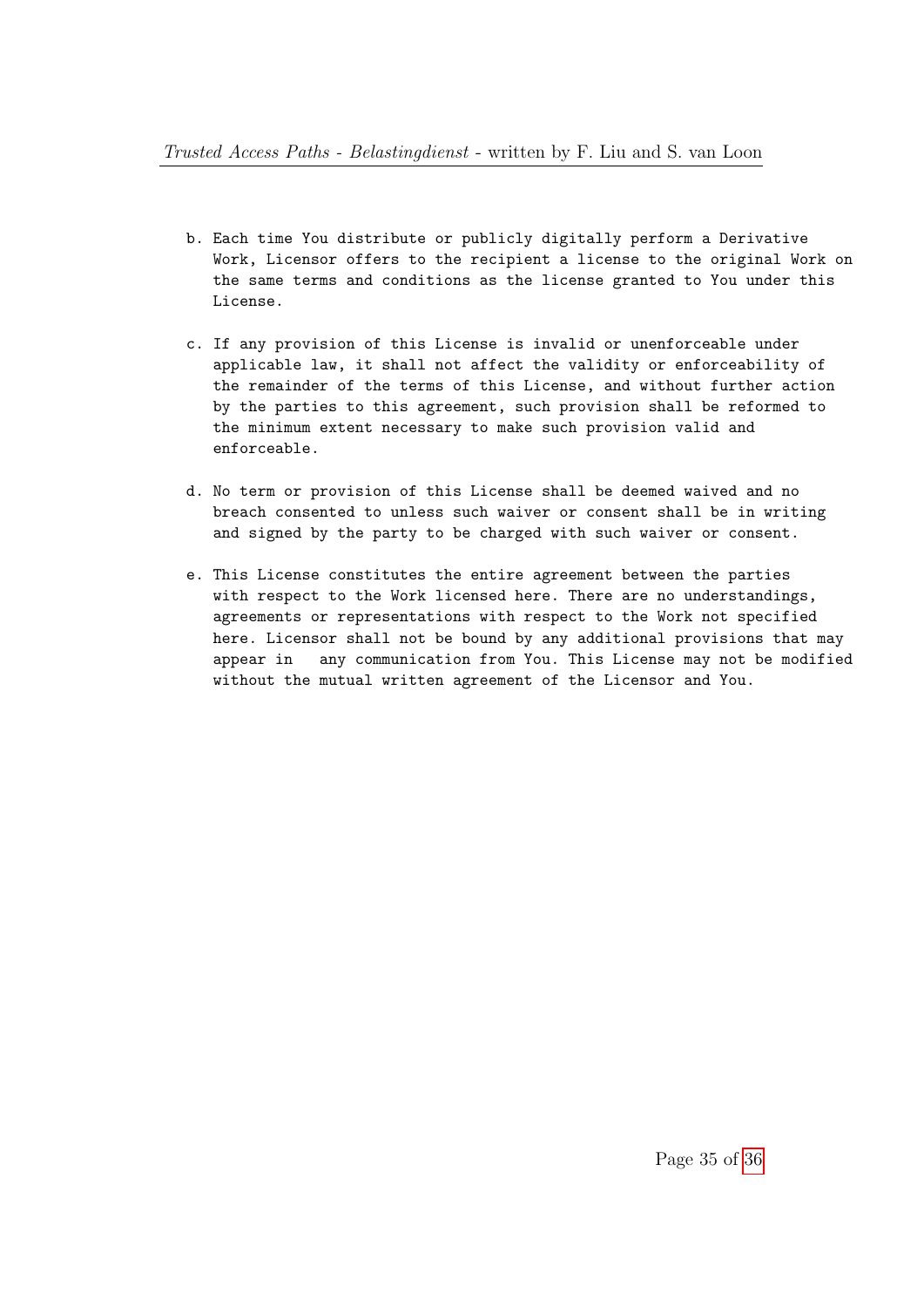b. Each time You distribute or publicly digitally perform a Derivative Work, Licensor offers to the recipient a license to the original Work on the same terms and conditions as the license granted to You under this License.

c. If any provision of this License is invalid or unenforceable under applicable law, it shall not affect the validity or enforceability of the remainder of the terms of this License, and without further action by the parties to this agreement, such provision shall be reformed to the minimum extent necessary to make such provision valid and enforceable.

d. No term or provision of this License shall be deemed waived and no breach consented to unless such waiver or consent shall be in writing and signed by the party to be charged with such waiver or consent.

e. This License constitutes the entire agreement between the parties with respect to the Work licensed here. There are no understandings, agreements or representations with respect to the Work not specified here. Licensor shall not be bound by any additional provisions that may appear in any communication from You. This License may not be modified without the mutual written agreement of the Licensor and You.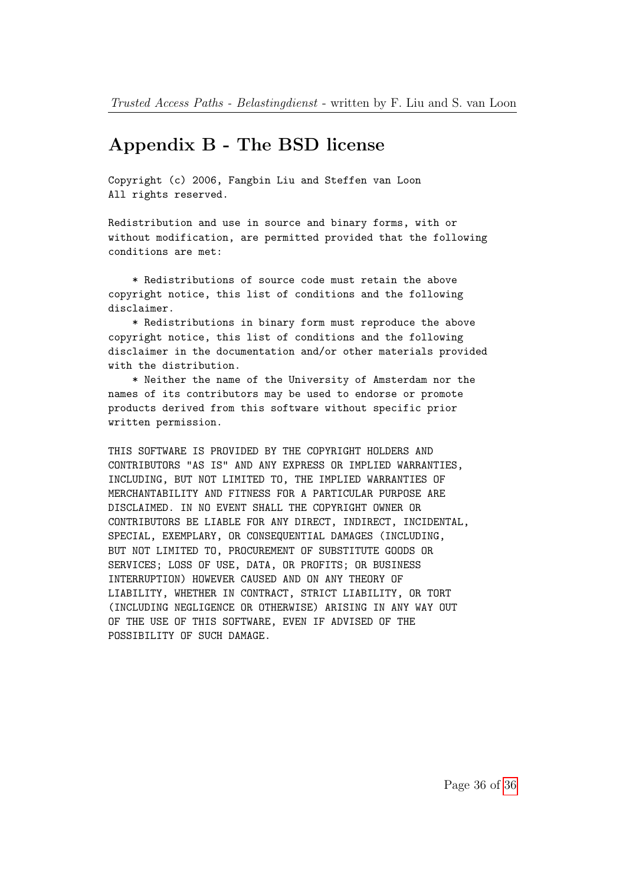# Appendix B - The BSD license

```
Copyright (c) 2006, Fangbin Liu and Steffen van Loon
All rights reserved.

Redistribution and use in source and binary forms, with or
without modification, are permitted provided that the following
conditions are met:

    * Redistributions of source code must retain the above
copyright notice, this list of conditions and the following
disclaimer.
    * Redistributions in binary form must reproduce the above
copyright notice, this list of conditions and the following
disclaimer in the documentation and/or other materials provided
with the distribution.
    * Neither the name of the University of Amsterdam nor the
names of its contributors may be used to endorse or promote
products derived from this software without specific prior
written permission.

THIS SOFTWARE IS PROVIDED BY THE COPYRIGHT HOLDERS AND
CONTRIBUTORS "AS IS" AND ANY EXPRESS OR IMPLIED WARRANTIES,
INCLUDING, BUT NOT LIMITED TO, THE IMPLIED WARRANTIES OF
MERCHANTABILITY AND FITNESS FOR A PARTICULAR PURPOSE ARE
DISCLAIMED. IN NO EVENT SHALL THE COPYRIGHT OWNER OR
CONTRIBUTORS BE LIABLE FOR ANY DIRECT, INDIRECT, INCIDENTAL,
SPECIAL, EXEMPLARY, OR CONSEQUENTIAL DAMAGES (INCLUDING,
BUT NOT LIMITED TO, PROCUREMENT OF SUBSTITUTE GOODS OR
SERVICES; LOSS OF USE, DATA, OR PROFITS; OR BUSINESS
INTERRUPTION) HOWEVER CAUSED AND ON ANY THEORY OF
LIABILITY, WHETHER IN CONTRACT, STRICT LIABILITY, OR TORT
(INCLUDING NEGLIGENCE OR OTHERWISE) ARISING IN ANY WAY OUT
OF THE USE OF THIS SOFTWARE, EVEN IF ADVISED OF THE
POSSIBILITY OF SUCH DAMAGE.
```